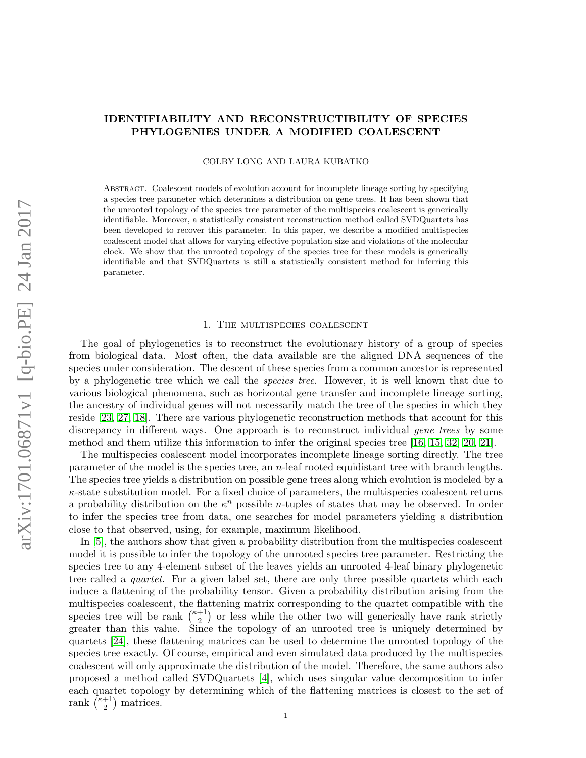# IDENTIFIABILITY AND RECONSTRUCTIBILITY OF SPECIES PHYLOGENIES UNDER A MODIFIED COALESCENT

COLBY LONG AND LAURA KUBATKO

Abstract. Coalescent models of evolution account for incomplete lineage sorting by specifying a species tree parameter which determines a distribution on gene trees. It has been shown that the unrooted topology of the species tree parameter of the multispecies coalescent is generically identifiable. Moreover, a statistically consistent reconstruction method called SVDQuartets has been developed to recover this parameter. In this paper, we describe a modified multispecies coalescent model that allows for varying effective population size and violations of the molecular clock. We show that the unrooted topology of the species tree for these models is generically identifiable and that SVDQuartets is still a statistically consistent method for inferring this parameter.

## 1. The multispecies coalescent

The goal of phylogenetics is to reconstruct the evolutionary history of a group of species from biological data. Most often, the data available are the aligned DNA sequences of the species under consideration. The descent of these species from a common ancestor is represented by a phylogenetic tree which we call the *species tree*. However, it is well known that due to various biological phenomena, such as horizontal gene transfer and incomplete lineage sorting, the ancestry of individual genes will not necessarily match the tree of the species in which they reside [23, 27, 18]. There are various phylogenetic reconstruction methods that account for this discrepancy in different ways. One approach is to reconstruct individual *gene trees* by some method and them utilize this information to infer the original species tree [16, 15, 32, 20, 21].

The multispecies coalescent model incorporates incomplete lineage sorting directly. The tree parameter of the model is the species tree, an $n$-leaf rooted equidistant tree with branch lengths. The species tree yields a distribution on possible gene trees along which evolution is modeled by a $\kappa$-state substitution model. For a fixed choice of parameters, the multispecies coalescent returns a probability distribution on the $\kappa^n$ possible $n$-tuples of states that may be observed. In order to infer the species tree from data, one searches for model parameters yielding a distribution close to that observed, using, for example, maximum likelihood.

In [5], the authors show that given a probability distribution from the multispecies coalescent model it is possible to infer the topology of the unrooted species tree parameter. Restricting the species tree to any 4-element subset of the leaves yields an unrooted 4-leaf binary phylogenetic tree called a *quartet*. For a given label set, there are only three possible quartets which each induce a flattening of the probability tensor. Given a probability distribution arising from the multispecies coalescent, the flattening matrix corresponding to the quartet compatible with the species tree will be rank $\binom{\kappa+1}{2}$ or less while the other two will generically have rank strictly greater than this value. Since the topology of an unrooted tree is uniquely determined by quartets [24], these flattening matrices can be used to determine the unrooted topology of the species tree exactly. Of course, empirical and even simulated data produced by the multispecies coalescent will only approximate the distribution of the model. Therefore, the same authors also proposed a method called SVDQuartets [4], which uses singular value decomposition to infer each quartet topology by determining which of the flattening matrices is closest to the set of rank $\binom{\kappa+1}{2}$ matrices.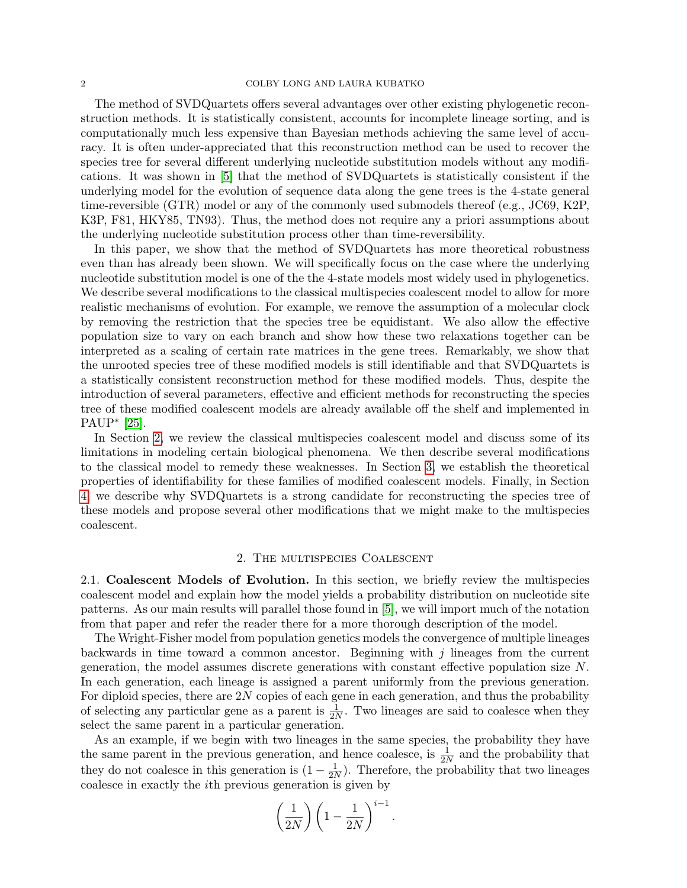The method of SVDQuartets offers several advantages over other existing phylogenetic reconstruction methods. It is statistically consistent, accounts for incomplete lineage sorting, and is computationally much less expensive than Bayesian methods achieving the same level of accuracy. It is often under-appreciated that this reconstruction method can be used to recover the species tree for several different underlying nucleotide substitution models without any modifications. It was shown in [5] that the method of SVDQuartets is statistically consistent if the underlying model for the evolution of sequence data along the gene trees is the 4-state general time-reversible (GTR) model or any of the commonly used submodels thereof (e.g., JC69, K2P, K3P, F81, HKY85, TN93). Thus, the method does not require any a priori assumptions about the underlying nucleotide substitution process other than time-reversibility.

In this paper, we show that the method of SVDQuartets has more theoretical robustness even than has already been shown. We will specifically focus on the case where the underlying nucleotide substitution model is one of the the 4-state models most widely used in phylogenetics. We describe several modifications to the classical multispecies coalescent model to allow for more realistic mechanisms of evolution. For example, we remove the assumption of a molecular clock by removing the restriction that the species tree be equidistant. We also allow the effective population size to vary on each branch and show how these two relaxations together can be interpreted as a scaling of certain rate matrices in the gene trees. Remarkably, we show that the unrooted species tree of these modified models is still identifiable and that SVDQuartets is a statistically consistent reconstruction method for these modified models. Thus, despite the introduction of several parameters, effective and efficient methods for reconstructing the species tree of these modified coalescent models are already available off the shelf and implemented in PAUP* [25].

In Section 2, we review the classical multispecies coalescent model and discuss some of its limitations in modeling certain biological phenomena. We then describe several modifications to the classical model to remedy these weaknesses. In Section 3, we establish the theoretical properties of identifiability for these families of modified coalescent models. Finally, in Section 4, we describe why SVDQuartets is a strong candidate for reconstructing the species tree of these models and propose several other modifications that we might make to the multispecies coalescent.

## 2. The multispecies Coalescent

**2.1. Coalescent Models of Evolution.** In this section, we briefly review the multispecies coalescent model and explain how the model yields a probability distribution on nucleotide site patterns. As our main results will parallel those found in [5], we will import much of the notation from that paper and refer the reader there for a more thorough description of the model.

The Wright-Fisher model from population genetics models the convergence of multiple lineages backwards in time toward a common ancestor. Beginning with $j$ lineages from the current generation, the model assumes discrete generations with constant effective population size $N$. In each generation, each lineage is assigned a parent uniformly from the previous generation. For diploid species, there are $2N$ copies of each gene in each generation, and thus the probability of selecting any particular gene as a parent is $\frac{1}{2N}$. Two lineages are said to coalesce when they select the same parent in a particular generation.

As an example, if we begin with two lineages in the same species, the probability they have the same parent in the previous generation, and hence coalesce, is $\frac{1}{2N}$ and the probability that they do not coalesce in this generation is $(1 - \frac{1}{2N})$. Therefore, the probability that two lineages coalesce in exactly the $i$th previous generation is given by

$$\left(\frac{1}{2N}\right)\left(1 - \frac{1}{2N}\right)^{i-1}.$$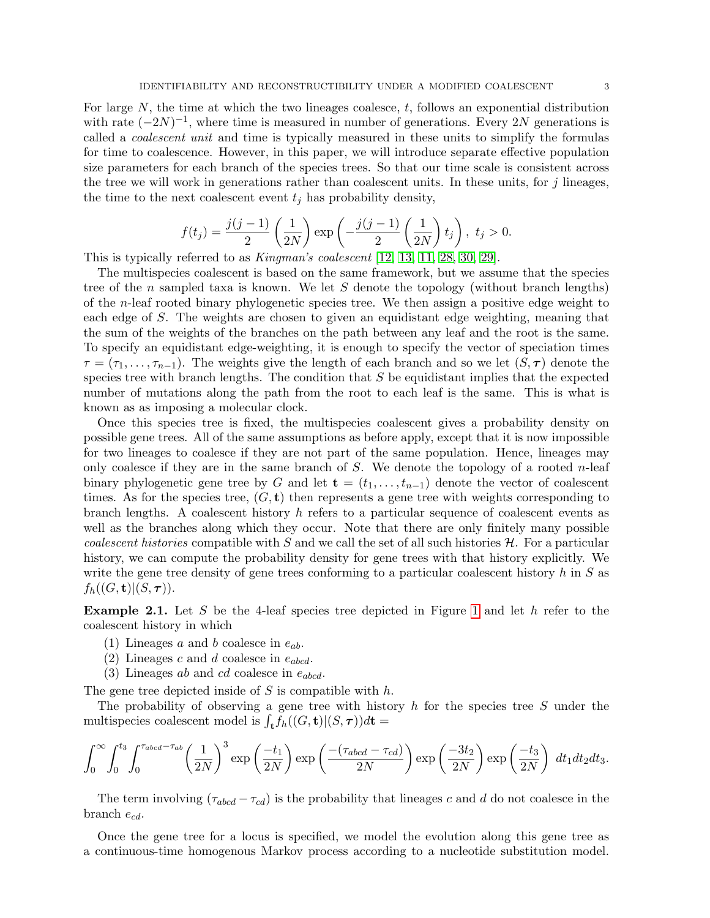For large $N$, the time at which the two lineages coalesce, $t$, follows an exponential distribution with rate $(-2N)^{-1}$, where time is measured in number of generations. Every $2N$ generations is called a *coalescent unit* and time is typically measured in these units to simplify the formulas for time to coalescence. However, in this paper, we will introduce separate effective population size parameters for each branch of the species trees. So that our time scale is consistent across the tree we will work in generations rather than coalescent units. In these units, for $j$ lineages, the time to the next coalescent event $t_j$ has probability density,

$$f(t_j) = \frac{j(j-1)}{2}\left(\frac{1}{2N}\right)\exp\left(-\frac{j(j-1)}{2}\left(\frac{1}{2N}\right)t_j\right),\ t_j > 0.$$

This is typically referred to as *Kingman's coalescent* [12, 13, 11, 28, 30, 29].

The multispecies coalescent is based on the same framework, but we assume that the species tree of the $n$ sampled taxa is known. We let $S$ denote the topology (without branch lengths) of the $n$-leaf rooted binary phylogenetic species tree. We then assign a positive edge weight to each edge of $S$. The weights are chosen to given an equidistant edge weighting, meaning that the sum of the weights of the branches on the path between any leaf and the root is the same. To specify an equidistant edge-weighting, it is enough to specify the vector of speciation times $\tau = (\tau_1, \ldots, \tau_{n-1})$. The weights give the length of each branch and so we let $(S, \boldsymbol{\tau})$ denote the species tree with branch lengths. The condition that $S$ be equidistant implies that the expected number of mutations along the path from the root to each leaf is the same. This is what is known as as imposing a molecular clock.

Once this species tree is fixed, the multispecies coalescent gives a probability density on possible gene trees. All of the same assumptions as before apply, except that it is now impossible for two lineages to coalesce if they are not part of the same population. Hence, lineages may only coalesce if they are in the same branch of $S$. We denote the topology of a rooted $n$-leaf binary phylogenetic gene tree by $G$ and let $\mathbf{t} = (t_1, \ldots, t_{n-1})$ denote the vector of coalescent times. As for the species tree, $(G, \mathbf{t})$ then represents a gene tree with weights corresponding to branch lengths. A coalescent history $h$ refers to a particular sequence of coalescent events as well as the branches along which they occur. Note that there are only finitely many possible *coalescent histories* compatible with $S$ and we call the set of all such histories $\mathcal{H}$. For a particular history, we can compute the probability density for gene trees with that history explicitly. We write the gene tree density of gene trees conforming to a particular coalescent history $h$ in $S$ as $f_h((G, \mathbf{t})|(S, \boldsymbol{\tau}))$.

**Example 2.1.** Let $S$ be the 4-leaf species tree depicted in Figure 1 and let $h$ refer to the coalescent history in which

(1) Lineages $a$ and $b$ coalesce in $e_{ab}$.
(2) Lineages $c$ and $d$ coalesce in $e_{abcd}$.
(3) Lineages $ab$ and $cd$ coalesce in $e_{abcd}$.

The gene tree depicted inside of $S$ is compatible with $h$.

The probability of observing a gene tree with history $h$ for the species tree $S$ under the multispecies coalescent model is $\int_{\mathbf{t}} f_h((G, \mathbf{t})|(S, \boldsymbol{\tau}))d\mathbf{t} =$

$$\int_0^\infty \int_0^{t_3} \int_0^{\tau_{abcd}-\tau_{ab}} \left(\frac{1}{2N}\right)^3 \exp\left(\frac{-t_1}{2N}\right) \exp\left(\frac{-(\tau_{abcd}-\tau_{cd})}{2N}\right) \exp\left(\frac{-3t_2}{2N}\right) \exp\left(\frac{-t_3}{2N}\right)\ dt_1 dt_2 dt_3.$$

The term involving $(\tau_{abcd} - \tau_{cd})$ is the probability that lineages $c$ and $d$ do not coalesce in the branch $e_{cd}$.

Once the gene tree for a locus is specified, we model the evolution along this gene tree as a continuous-time homogenous Markov process according to a nucleotide substitution model.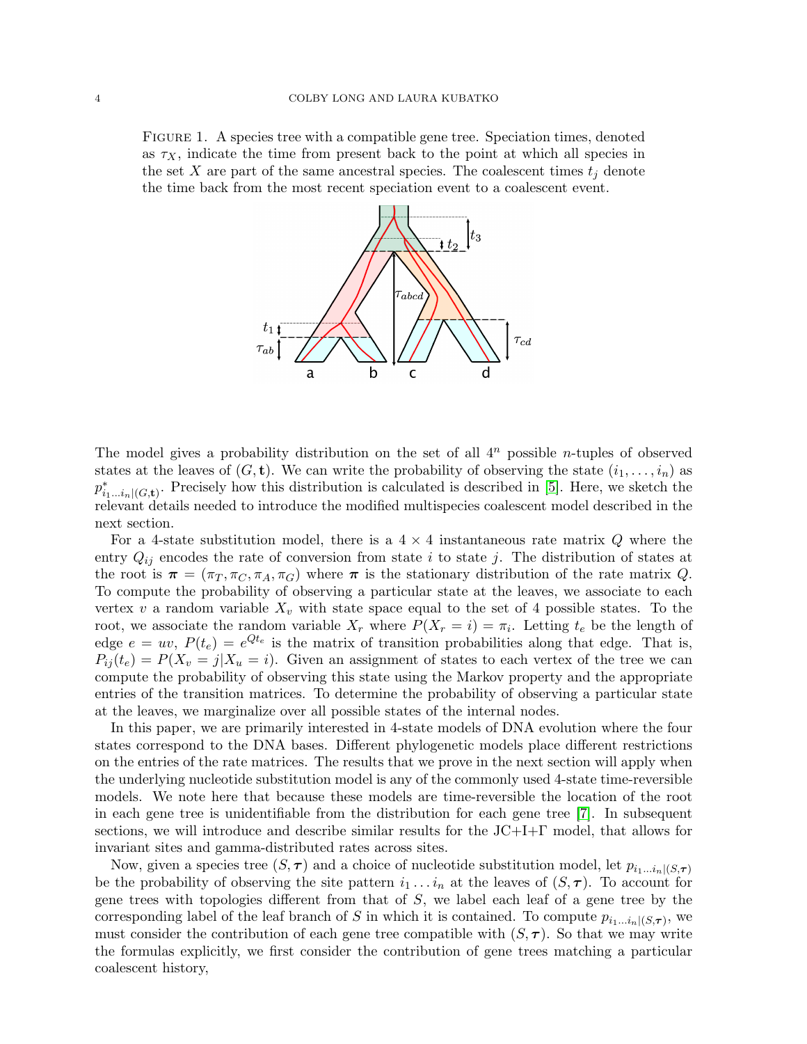Figure 1. A species tree with a compatible gene tree. Speciation times, denoted as $\tau_X$, indicate the time from present back to the point at which all species in the set $X$ are part of the same ancestral species. The coalescent times $t_j$ denote the time back from the most recent speciation event to a coalescent event.

The model gives a probability distribution on the set of all $4^n$ possible $n$-tuples of observed states at the leaves of $(G, \mathbf{t})$. We can write the probability of observing the state $(i_1, \ldots, i_n)$ as $p^*_{i_1 \ldots i_n|(G,\mathbf{t})}$. Precisely how this distribution is calculated is described in [5]. Here, we sketch the relevant details needed to introduce the modified multispecies coalescent model described in the next section.

For a 4-state substitution model, there is a $4 \times 4$ instantaneous rate matrix $Q$ where the entry $Q_{ij}$ encodes the rate of conversion from state $i$ to state $j$. The distribution of states at the root is $\boldsymbol{\pi} = (\pi_T, \pi_C, \pi_A, \pi_G)$ where $\boldsymbol{\pi}$ is the stationary distribution of the rate matrix $Q$. To compute the probability of observing a particular state at the leaves, we associate to each vertex $v$ a random variable $X_v$ with state space equal to the set of 4 possible states. To the root, we associate the random variable $X_r$ where $P(X_r = i) = \pi_i$. Letting $t_e$ be the length of edge $e = uv$, $P(t_e) = e^{Qt_e}$ is the matrix of transition probabilities along that edge. That is, $P_{ij}(t_e) = P(X_v = j|X_u = i)$. Given an assignment of states to each vertex of the tree we can compute the probability of observing this state using the Markov property and the appropriate entries of the transition matrices. To determine the probability of observing a particular state at the leaves, we marginalize over all possible states of the internal nodes.

In this paper, we are primarily interested in 4-state models of DNA evolution where the four states correspond to the DNA bases. Different phylogenetic models place different restrictions on the entries of the rate matrices. The results that we prove in the next section will apply when the underlying nucleotide substitution model is any of the commonly used 4-state time-reversible models. We note here that because these models are time-reversible the location of the root in each gene tree is unidentifiable from the distribution for each gene tree [7]. In subsequent sections, we will introduce and describe similar results for the JC+I+Γ model, that allows for invariant sites and gamma-distributed rates across sites.

Now, given a species tree $(S, \boldsymbol{\tau})$ and a choice of nucleotide substitution model, let $p_{i_1 \ldots i_n|(S,\boldsymbol{\tau})}$ be the probability of observing the site pattern $i_1 \ldots i_n$ at the leaves of $(S, \boldsymbol{\tau})$. To account for gene trees with topologies different from that of $S$, we label each leaf of a gene tree by the corresponding label of the leaf branch of $S$ in which it is contained. To compute $p_{i_1 \ldots i_n|(S,\boldsymbol{\tau})}$, we must consider the contribution of each gene tree compatible with $(S, \boldsymbol{\tau})$. So that we may write the formulas explicitly, we first consider the contribution of gene trees matching a particular coalescent history,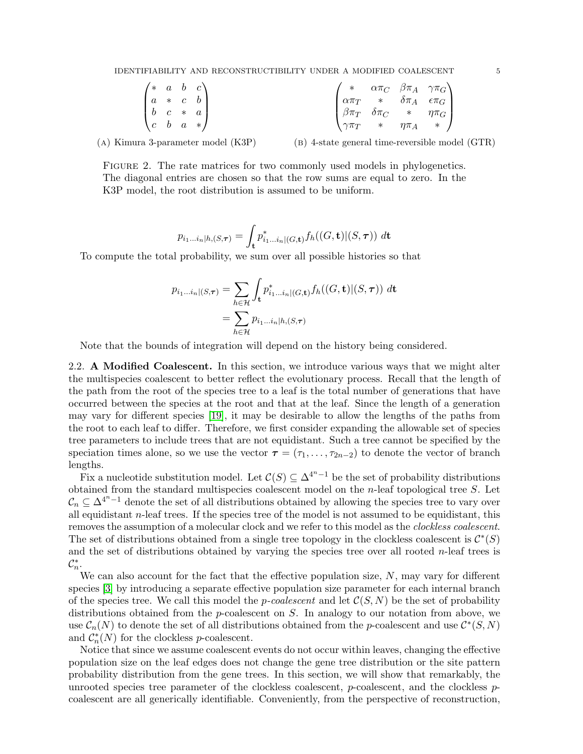$$\begin{pmatrix} * & a & b & c \\ a & * & c & b \\ b & c & * & a \\ c & b & a & * \end{pmatrix}$$

(A) Kimura 3-parameter model (K3P)

$$\begin{pmatrix} * & \alpha\pi_C & \beta\pi_A & \gamma\pi_G \\ \alpha\pi_T & * & \delta\pi_A & \epsilon\pi_G \\ \beta\pi_T & \delta\pi_C & * & \eta\pi_G \\ \gamma\pi_T & * & \eta\pi_A & * \end{pmatrix}$$

(B) 4-state general time-reversible model (GTR)

Figure 2. The rate matrices for two commonly used models in phylogenetics. The diagonal entries are chosen so that the row sums are equal to zero. In the K3P model, the root distribution is assumed to be uniform.

$$p_{i_1 \dots i_n | h, (S, \boldsymbol{\tau})} = \int_{\mathbf{t}} p^*_{i_1 \dots i_n | (G, \mathbf{t})} f_h((G, \mathbf{t}) | (S, \boldsymbol{\tau})) \; d\mathbf{t}$$

To compute the total probability, we sum over all possible histories so that

$$\begin{aligned} p_{i_1 \dots i_n | (S, \boldsymbol{\tau})} &= \sum_{h \in \mathcal{H}} \int_{\mathbf{t}} p^*_{i_1 \dots i_n | (G, \mathbf{t})} f_h((G, \mathbf{t}) | (S, \boldsymbol{\tau})) \; d\mathbf{t} \\ &= \sum_{h \in \mathcal{H}} p_{i_1 \dots i_n | h, (S, \boldsymbol{\tau})} \end{aligned}$$

Note that the bounds of integration will depend on the history being considered.

## 2.2. A Modified Coalescent.

In this section, we introduce various ways that we might alter the multispecies coalescent to better reflect the evolutionary process. Recall that the length of the path from the root of the species tree to a leaf is the total number of generations that have occurred between the species at the root and that at the leaf. Since the length of a generation may vary for different species [19], it may be desirable to allow the lengths of the paths from the root to each leaf to differ. Therefore, we first consider expanding the allowable set of species tree parameters to include trees that are not equidistant. Such a tree cannot be specified by the speciation times alone, so we use the vector $\boldsymbol{\tau} = (\tau_1, \dots, \tau_{2n-2})$ to denote the vector of branch lengths.

Fix a nucleotide substitution model. Let $\mathcal{C}(S) \subseteq \Delta^{4^n - 1}$ be the set of probability distributions obtained from the standard multispecies coalescent model on the $n$-leaf topological tree $S$. Let $\mathcal{C}_n \subseteq \Delta^{4^n-1}$ denote the set of all distributions obtained by allowing the species tree to vary over all equidistant $n$-leaf trees. If the species tree of the model is not assumed to be equidistant, this removes the assumption of a molecular clock and we refer to this model as the *clockless coalescent*. The set of distributions obtained from a single tree topology in the clockless coalescent is $\mathcal{C}^*(S)$ and the set of distributions obtained by varying the species tree over all rooted $n$-leaf trees is $\mathcal{C}^*_n$.

We can also account for the fact that the effective population size, $N$, may vary for different species [3] by introducing a separate effective population size parameter for each internal branch of the species tree. We call this model the *p-coalescent* and let $\mathcal{C}(S, N)$ be the set of probability distributions obtained from the $p$-coalescent on $S$. In analogy to our notation from above, we use $\mathcal{C}_n(N)$ to denote the set of all distributions obtained from the $p$-coalescent and use $\mathcal{C}^*(S, N)$ and $\mathcal{C}^*_n(N)$ for the clockless $p$-coalescent.

Notice that since we assume coalescent events do not occur within leaves, changing the effective population size on the leaf edges does not change the gene tree distribution or the site pattern probability distribution from the gene trees. In this section, we will show that remarkably, the unrooted species tree parameter of the clockless coalescent, $p$-coalescent, and the clockless $p$-coalescent are all generically identifiable. Conveniently, from the perspective of reconstruction,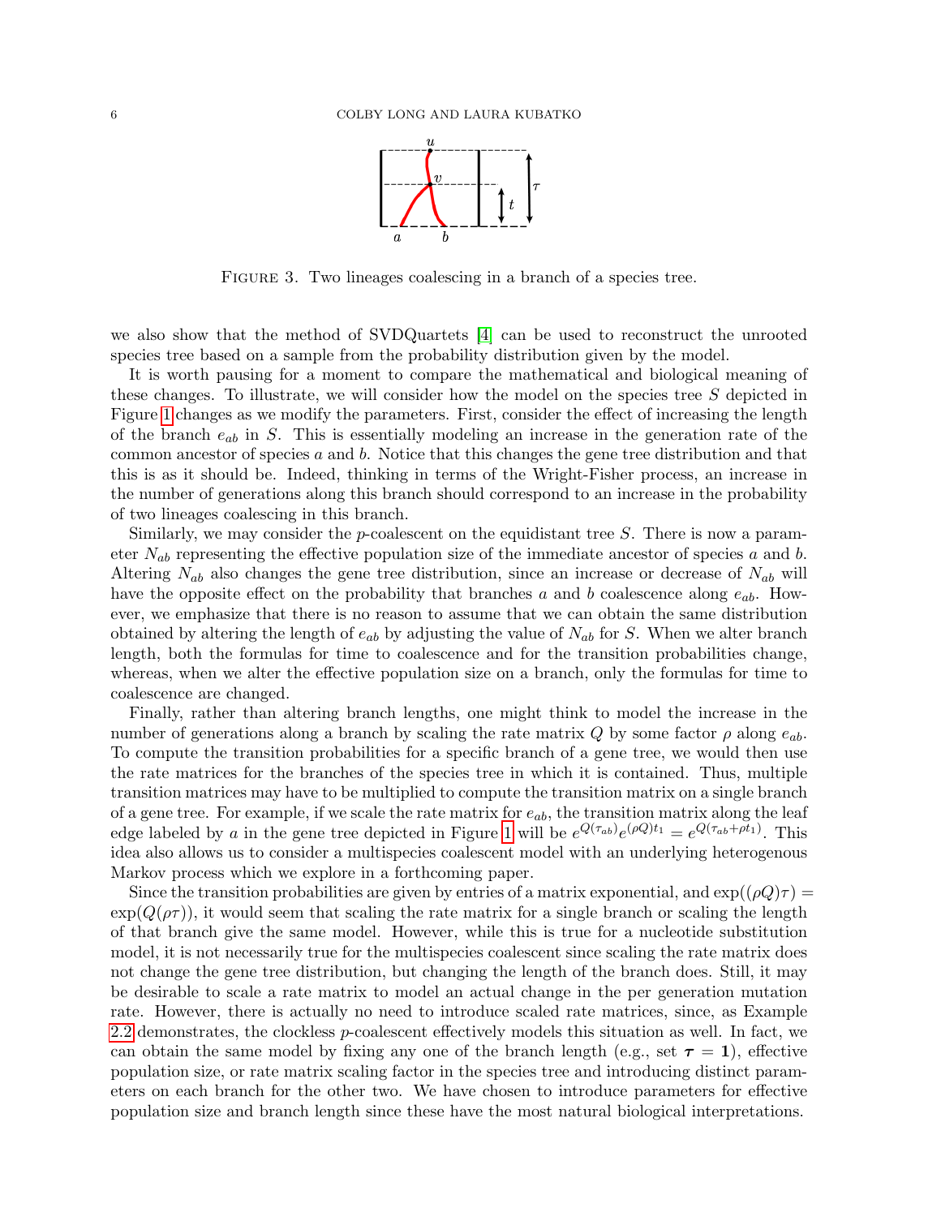FIGURE 3. Two lineages coalescing in a branch of a species tree.

we also show that the method of SVDQuartets [4] can be used to reconstruct the unrooted species tree based on a sample from the probability distribution given by the model.

It is worth pausing for a moment to compare the mathematical and biological meaning of these changes. To illustrate, we will consider how the model on the species tree $S$ depicted in Figure 1 changes as we modify the parameters. First, consider the effect of increasing the length of the branch $e_{ab}$ in $S$. This is essentially modeling an increase in the generation rate of the common ancestor of species $a$ and $b$. Notice that this changes the gene tree distribution and that this is as it should be. Indeed, thinking in terms of the Wright-Fisher process, an increase in the number of generations along this branch should correspond to an increase in the probability of two lineages coalescing in this branch.

Similarly, we may consider the $p$-coalescent on the equidistant tree $S$. There is now a parameter $N_{ab}$ representing the effective population size of the immediate ancestor of species $a$ and $b$. Altering $N_{ab}$ also changes the gene tree distribution, since an increase or decrease of $N_{ab}$ will have the opposite effect on the probability that branches $a$ and $b$ coalescence along $e_{ab}$. However, we emphasize that there is no reason to assume that we can obtain the same distribution obtained by altering the length of $e_{ab}$ by adjusting the value of $N_{ab}$ for $S$. When we alter branch length, both the formulas for time to coalescence and for the transition probabilities change, whereas, when we alter the effective population size on a branch, only the formulas for time to coalescence are changed.

Finally, rather than altering branch lengths, one might think to model the increase in the number of generations along a branch by scaling the rate matrix $Q$ by some factor $\rho$ along $e_{ab}$. To compute the transition probabilities for a specific branch of a gene tree, we would then use the rate matrices for the branches of the species tree in which it is contained. Thus, multiple transition matrices may have to be multiplied to compute the transition matrix on a single branch of a gene tree. For example, if we scale the rate matrix for $e_{ab}$, the transition matrix along the leaf edge labeled by $a$ in the gene tree depicted in Figure 1 will be $e^{Q(\tau_{ab})}e^{(\rho Q)t_1} = e^{Q(\tau_{ab}+\rho t_1)}$. This idea also allows us to consider a multispecies coalescent model with an underlying heterogenous Markov process which we explore in a forthcoming paper.

Since the transition probabilities are given by entries of a matrix exponential, and $\exp((\rho Q)\tau) = \exp(Q(\rho\tau))$, it would seem that scaling the rate matrix for a single branch or scaling the length of that branch give the same model. However, while this is true for a nucleotide substitution model, it is not necessarily true for the multispecies coalescent since scaling the rate matrix does not change the gene tree distribution, but changing the length of the branch does. Still, it may be desirable to scale a rate matrix to model an actual change in the per generation mutation rate. However, there is actually no need to introduce scaled rate matrices, since, as Example 2.2 demonstrates, the clockless $p$-coalescent effectively models this situation as well. In fact, we can obtain the same model by fixing any one of the branch length (e.g., set $\boldsymbol{\tau} = \mathbf{1}$), effective population size, or rate matrix scaling factor in the species tree and introducing distinct parameters on each branch for the other two. We have chosen to introduce parameters for effective population size and branch length since these have the most natural biological interpretations.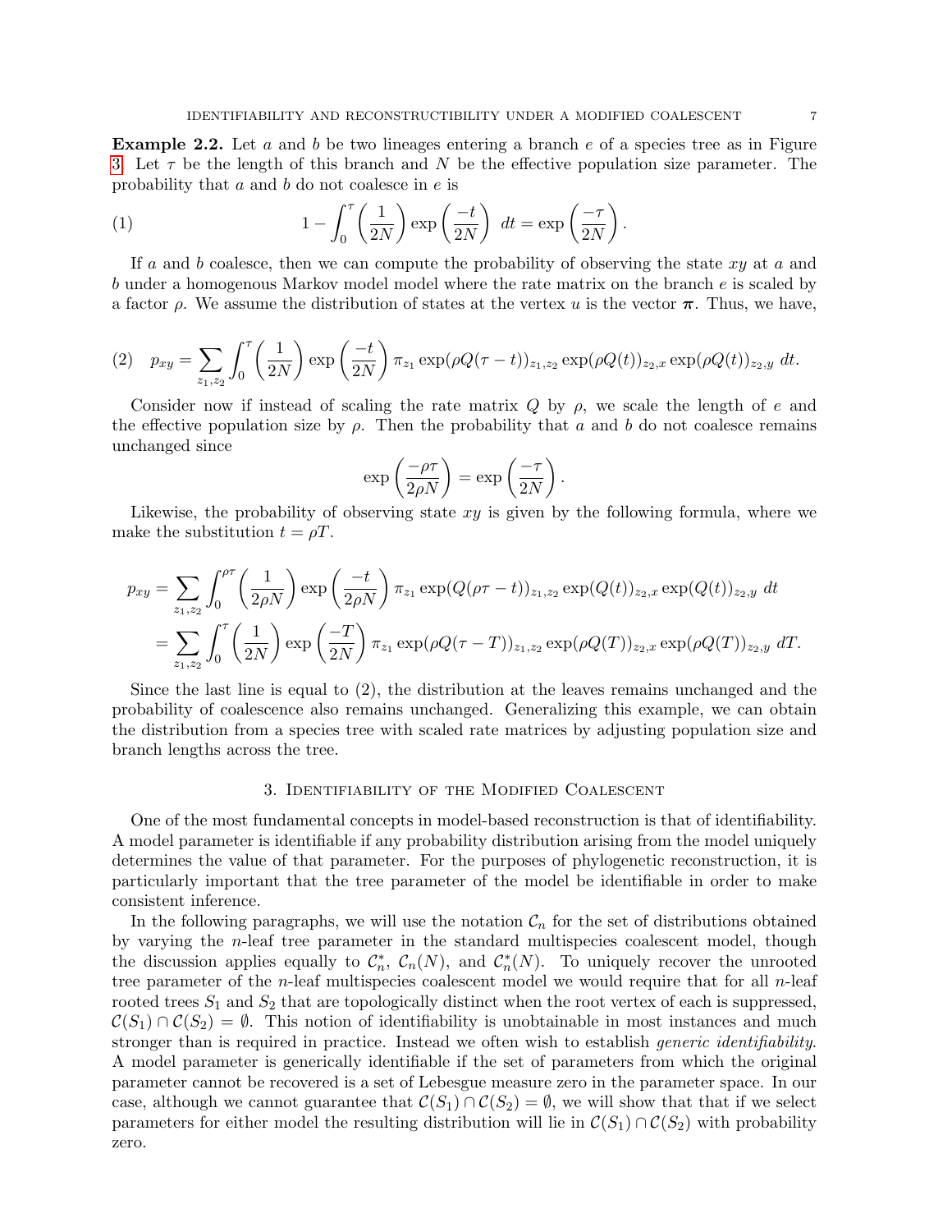**Example 2.2.** Let $a$ and $b$ be two lineages entering a branch $e$ of a species tree as in Figure 3. Let $\tau$ be the length of this branch and $N$ be the effective population size parameter. The probability that $a$ and $b$ do not coalesce in $e$ is

$$1 - \int_0^\tau \left(\frac{1}{2N}\right) \exp\left(\frac{-t}{2N}\right)\, dt = \exp\left(\frac{-\tau}{2N}\right). \tag{1}$$

If $a$ and $b$ coalesce, then we can compute the probability of observing the state $xy$ at $a$ and $b$ under a homogenous Markov model model where the rate matrix on the branch $e$ is scaled by a factor $\rho$. We assume the distribution of states at the vertex $u$ is the vector $\boldsymbol{\pi}$. Thus, we have,

$$p_{xy} = \sum_{z_1,z_2} \int_0^\tau \left(\frac{1}{2N}\right) \exp\left(\frac{-t}{2N}\right) \pi_{z_1} \exp(\rho Q(\tau - t))_{z_1,z_2} \exp(\rho Q(t))_{z_2,x} \exp(\rho Q(t))_{z_2,y}\, dt. \tag{2}$$

Consider now if instead of scaling the rate matrix $Q$ by $\rho$, we scale the length of $e$ and the effective population size by $\rho$. Then the probability that $a$ and $b$ do not coalesce remains unchanged since

$$\exp\left(\frac{-\rho\tau}{2\rho N}\right) = \exp\left(\frac{-\tau}{2N}\right).$$

Likewise, the probability of observing state $xy$ is given by the following formula, where we make the substitution $t = \rho T$.

$$\begin{aligned}
p_{xy} &= \sum_{z_1,z_2} \int_0^{\rho\tau} \left(\frac{1}{2\rho N}\right) \exp\left(\frac{-t}{2\rho N}\right) \pi_{z_1} \exp(Q(\rho\tau - t))_{z_1,z_2} \exp(Q(t))_{z_2,x} \exp(Q(t))_{z_2,y}\, dt \\
&= \sum_{z_1,z_2} \int_0^{\tau} \left(\frac{1}{2N}\right) \exp\left(\frac{-T}{2N}\right) \pi_{z_1} \exp(\rho Q(\tau - T))_{z_1,z_2} \exp(\rho Q(T))_{z_2,x} \exp(\rho Q(T))_{z_2,y}\, dT.
\end{aligned}$$

Since the last line is equal to (2), the distribution at the leaves remains unchanged and the probability of coalescence also remains unchanged. Generalizing this example, we can obtain the distribution from a species tree with scaled rate matrices by adjusting population size and branch lengths across the tree.

## 3. Identifiability of the Modified Coalescent

One of the most fundamental concepts in model-based reconstruction is that of identifiability. A model parameter is identifiable if any probability distribution arising from the model uniquely determines the value of that parameter. For the purposes of phylogenetic reconstruction, it is particularly important that the tree parameter of the model be identifiable in order to make consistent inference.

In the following paragraphs, we will use the notation $\mathcal{C}_n$ for the set of distributions obtained by varying the $n$-leaf tree parameter in the standard multispecies coalescent model, though the discussion applies equally to $\mathcal{C}_n^*$, $\mathcal{C}_n(N)$, and $\mathcal{C}_n^*(N)$. To uniquely recover the unrooted tree parameter of the $n$-leaf multispecies coalescent model we would require that for all $n$-leaf rooted trees $S_1$ and $S_2$ that are topologically distinct when the root vertex of each is suppressed, $\mathcal{C}(S_1) \cap \mathcal{C}(S_2) = \emptyset$. This notion of identifiability is unobtainable in most instances and much stronger than is required in practice. Instead we often wish to establish *generic identifiability*. A model parameter is generically identifiable if the set of parameters from which the original parameter cannot be recovered is a set of Lebesgue measure zero in the parameter space. In our case, although we cannot guarantee that $\mathcal{C}(S_1) \cap \mathcal{C}(S_2) = \emptyset$, we will show that that if we select parameters for either model the resulting distribution will lie in $\mathcal{C}(S_1) \cap \mathcal{C}(S_2)$ with probability zero.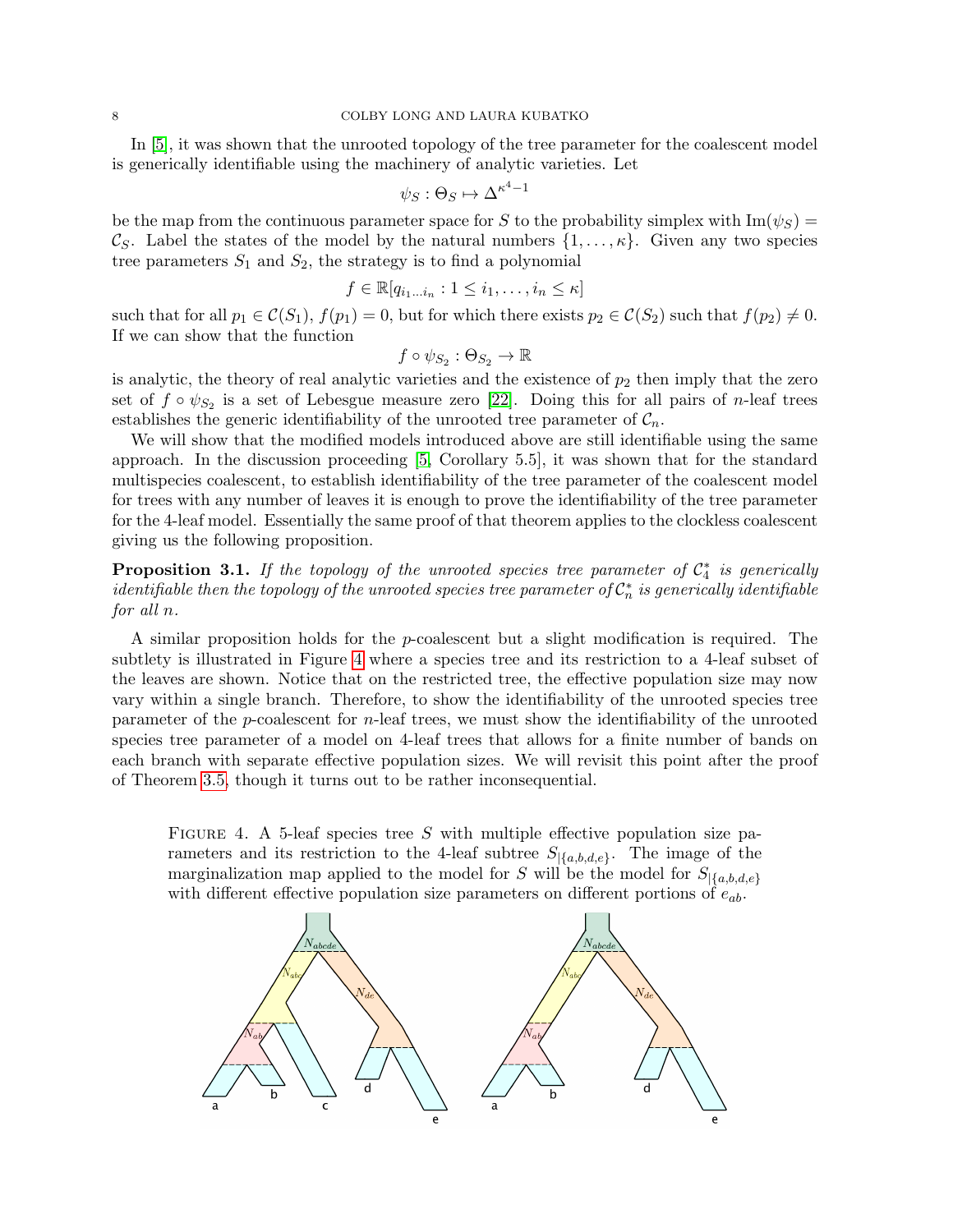In [5], it was shown that the unrooted topology of the tree parameter for the coalescent model is generically identifiable using the machinery of analytic varieties. Let

$$\psi_S : \Theta_S \mapsto \Delta^{\kappa^4 - 1}$$

be the map from the continuous parameter space for $S$ to the probability simplex with $\mathrm{Im}(\psi_S) = \mathcal{C}_S$. Label the states of the model by the natural numbers $\{1, \ldots, \kappa\}$. Given any two species tree parameters $S_1$ and $S_2$, the strategy is to find a polynomial

$$f \in \mathbb{R}[q_{i_1 \ldots i_n} : 1 \leq i_1, \ldots, i_n \leq \kappa]$$

such that for all $p_1 \in \mathcal{C}(S_1)$, $f(p_1) = 0$, but for which there exists $p_2 \in \mathcal{C}(S_2)$ such that $f(p_2) \neq 0$. If we can show that the function

$$f \circ \psi_{S_2} : \Theta_{S_2} \to \mathbb{R}$$

is analytic, the theory of real analytic varieties and the existence of $p_2$ then imply that the zero set of $f \circ \psi_{S_2}$ is a set of Lebesgue measure zero [22]. Doing this for all pairs of $n$-leaf trees establishes the generic identifiability of the unrooted tree parameter of $\mathcal{C}_n$.

We will show that the modified models introduced above are still identifiable using the same approach. In the discussion proceeding [5, Corollary 5.5], it was shown that for the standard multispecies coalescent, to establish identifiability of the tree parameter of the coalescent model for trees with any number of leaves it is enough to prove the identifiability of the tree parameter for the 4-leaf model. Essentially the same proof of that theorem applies to the clockless coalescent giving us the following proposition.

**Proposition 3.1.** *If the topology of the unrooted species tree parameter of $\mathcal{C}_4^*$ is generically identifiable then the topology of the unrooted species tree parameter of $\mathcal{C}_n^*$ is generically identifiable for all $n$.*

A similar proposition holds for the $p$-coalescent but a slight modification is required. The subtlety is illustrated in Figure 4 where a species tree and its restriction to a 4-leaf subset of the leaves are shown. Notice that on the restricted tree, the effective population size may now vary within a single branch. Therefore, to show the identifiability of the unrooted species tree parameter of the $p$-coalescent for $n$-leaf trees, we must show the identifiability of the unrooted species tree parameter of a model on 4-leaf trees that allows for a finite number of bands on each branch with separate effective population sizes. We will revisit this point after the proof of Theorem 3.5, though it turns out to be rather inconsequential.

Figure 4. A 5-leaf species tree $S$ with multiple effective population size parameters and its restriction to the 4-leaf subtree $S_{|\{a,b,d,e\}}$. The image of the marginalization map applied to the model for $S$ will be the model for $S_{|\{a,b,d,e\}}$ with different effective population size parameters on different portions of $e_{ab}$.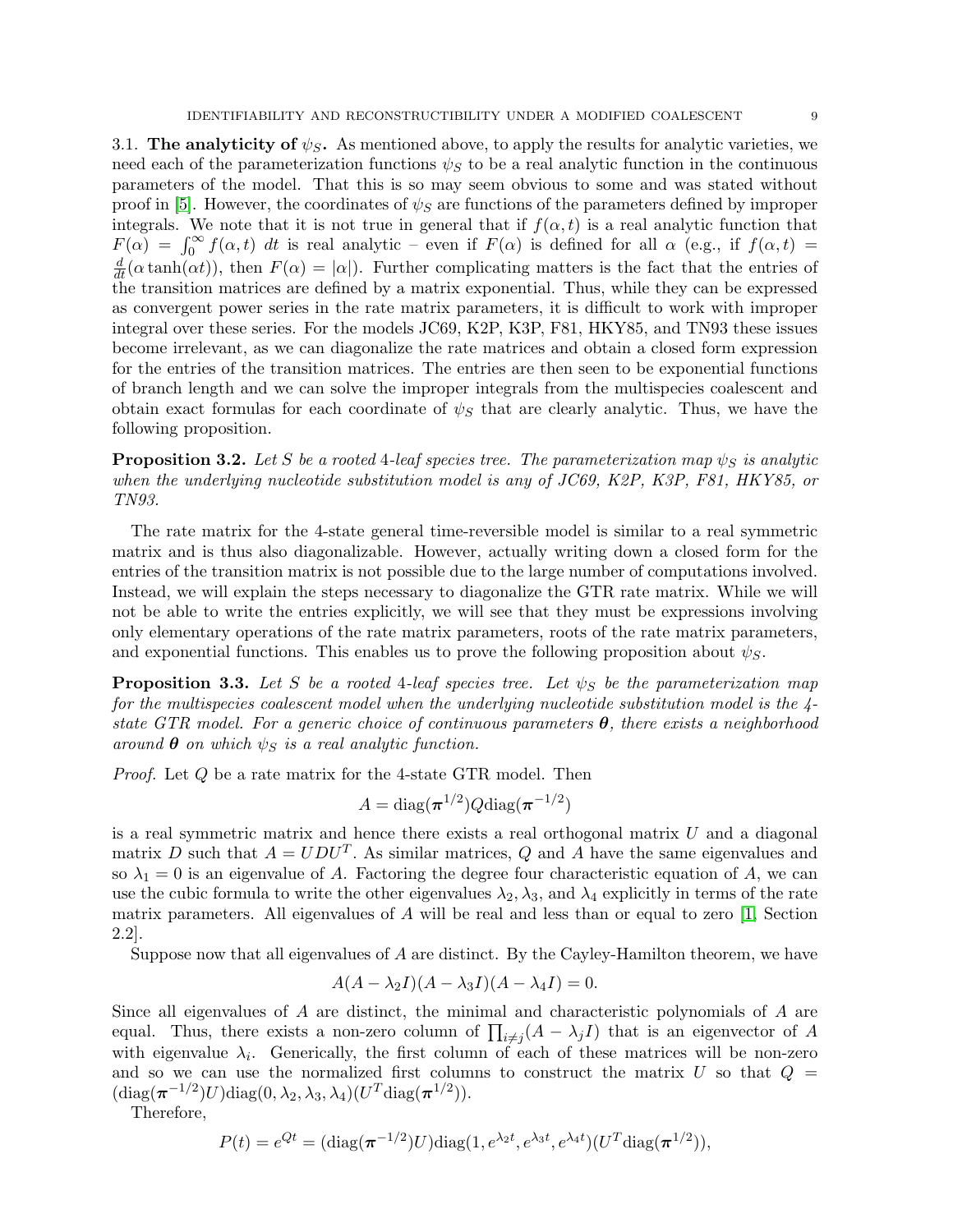3.1. **The analyticity of $\psi_S$.** As mentioned above, to apply the results for analytic varieties, we need each of the parameterization functions $\psi_S$ to be a real analytic function in the continuous parameters of the model. That this is so may seem obvious to some and was stated without proof in [5]. However, the coordinates of $\psi_S$ are functions of the parameters defined by improper integrals. We note that it is not true in general that if $f(\alpha, t)$ is a real analytic function that $F(\alpha) = \int_0^\infty f(\alpha, t)\ dt$ is real analytic – even if $F(\alpha)$ is defined for all $\alpha$ (e.g., if $f(\alpha, t) = \frac{d}{dt}(\alpha \tanh(\alpha t))$, then $F(\alpha) = |\alpha|$). Further complicating matters is the fact that the entries of the transition matrices are defined by a matrix exponential. Thus, while they can be expressed as convergent power series in the rate matrix parameters, it is difficult to work with improper integral over these series. For the models JC69, K2P, K3P, F81, HKY85, and TN93 these issues become irrelevant, as we can diagonalize the rate matrices and obtain a closed form expression for the entries of the transition matrices. The entries are then seen to be exponential functions of branch length and we can solve the improper integrals from the multispecies coalescent and obtain exact formulas for each coordinate of $\psi_S$ that are clearly analytic. Thus, we have the following proposition.

**Proposition 3.2.** *Let $S$ be a rooted 4-leaf species tree. The parameterization map $\psi_S$ is analytic when the underlying nucleotide substitution model is any of JC69, K2P, K3P, F81, HKY85, or TN93.*

The rate matrix for the 4-state general time-reversible model is similar to a real symmetric matrix and is thus also diagonalizable. However, actually writing down a closed form for the entries of the transition matrix is not possible due to the large number of computations involved. Instead, we will explain the steps necessary to diagonalize the GTR rate matrix. While we will not be able to write the entries explicitly, we will see that they must be expressions involving only elementary operations of the rate matrix parameters, roots of the rate matrix parameters, and exponential functions. This enables us to prove the following proposition about $\psi_S$.

**Proposition 3.3.** *Let $S$ be a rooted 4-leaf species tree. Let $\psi_S$ be the parameterization map for the multispecies coalescent model when the underlying nucleotide substitution model is the 4-state GTR model. For a generic choice of continuous parameters $\boldsymbol{\theta}$, there exists a neighborhood around $\boldsymbol{\theta}$ on which $\psi_S$ is a real analytic function.*

*Proof.* Let $Q$ be a rate matrix for the 4-state GTR model. Then

$$A = \mathrm{diag}(\boldsymbol{\pi}^{1/2}) Q \mathrm{diag}(\boldsymbol{\pi}^{-1/2})$$

is a real symmetric matrix and hence there exists a real orthogonal matrix $U$ and a diagonal matrix $D$ such that $A = UDU^T$. As similar matrices, $Q$ and $A$ have the same eigenvalues and so $\lambda_1 = 0$ is an eigenvalue of $A$. Factoring the degree four characteristic equation of $A$, we can use the cubic formula to write the other eigenvalues $\lambda_2, \lambda_3$, and $\lambda_4$ explicitly in terms of the rate matrix parameters. All eigenvalues of $A$ will be real and less than or equal to zero [1, Section 2.2].

Suppose now that all eigenvalues of $A$ are distinct. By the Cayley-Hamilton theorem, we have

$$A(A - \lambda_2 I)(A - \lambda_3 I)(A - \lambda_4 I) = 0.$$

Since all eigenvalues of $A$ are distinct, the minimal and characteristic polynomials of $A$ are equal. Thus, there exists a non-zero column of $\prod_{i \neq j}(A - \lambda_j I)$ that is an eigenvector of $A$ with eigenvalue $\lambda_i$. Generically, the first column of each of these matrices will be non-zero and so we can use the normalized first columns to construct the matrix $U$ so that $Q = (\mathrm{diag}(\boldsymbol{\pi}^{-1/2})U)\mathrm{diag}(0, \lambda_2, \lambda_3, \lambda_4)(U^T \mathrm{diag}(\boldsymbol{\pi}^{1/2}))$.

Therefore,

$$P(t) = e^{Qt} = (\mathrm{diag}(\boldsymbol{\pi}^{-1/2})U)\mathrm{diag}(1, e^{\lambda_2 t}, e^{\lambda_3 t}, e^{\lambda_4 t})(U^T \mathrm{diag}(\boldsymbol{\pi}^{1/2})),$$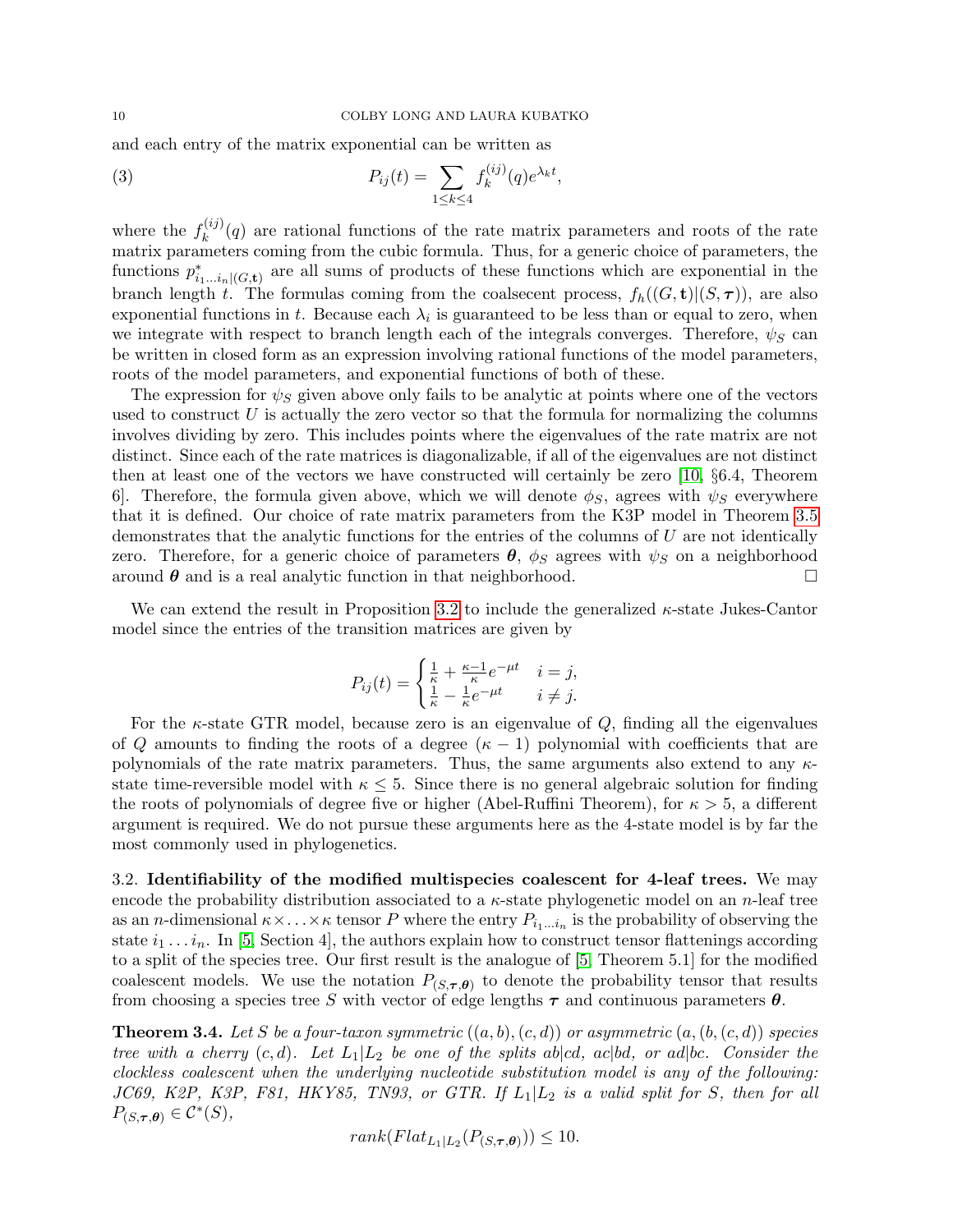and each entry of the matrix exponential can be written as

$$P_{ij}(t) = \sum_{1 \le k \le 4} f_k^{(ij)}(q) e^{\lambda_k t}, \tag{3}$$

where the $f_k^{(ij)}(q)$ are rational functions of the rate matrix parameters and roots of the rate matrix parameters coming from the cubic formula. Thus, for a generic choice of parameters, the functions $p^*_{i_1 \ldots i_n | (G, \mathbf{t})}$ are all sums of products of these functions which are exponential in the branch length $t$. The formulas coming from the coalsecent process, $f_h((G, \mathbf{t})|(S, \boldsymbol{\tau}))$, are also exponential functions in $t$. Because each $\lambda_i$ is guaranteed to be less than or equal to zero, when we integrate with respect to branch length each of the integrals converges. Therefore, $\psi_S$ can be written in closed form as an expression involving rational functions of the model parameters, roots of the model parameters, and exponential functions of both of these.

The expression for $\psi_S$ given above only fails to be analytic at points where one of the vectors used to construct $U$ is actually the zero vector so that the formula for normalizing the columns involves dividing by zero. This includes points where the eigenvalues of the rate matrix are not distinct. Since each of the rate matrices is diagonalizable, if all of the eigenvalues are not distinct then at least one of the vectors we have constructed will certainly be zero [10, §6.4, Theorem 6]. Therefore, the formula given above, which we will denote $\phi_S$, agrees with $\psi_S$ everywhere that it is defined. Our choice of rate matrix parameters from the K3P model in Theorem 3.5 demonstrates that the analytic functions for the entries of the columns of $U$ are not identically zero. Therefore, for a generic choice of parameters $\boldsymbol{\theta}$, $\phi_S$ agrees with $\psi_S$ on a neighborhood around $\boldsymbol{\theta}$ and is a real analytic function in that neighborhood. □

We can extend the result in Proposition 3.2 to include the generalized $\kappa$-state Jukes-Cantor model since the entries of the transition matrices are given by

$$P_{ij}(t) = \begin{cases} \frac{1}{\kappa} + \frac{\kappa-1}{\kappa} e^{-\mu t} & i = j, \\ \frac{1}{\kappa} - \frac{1}{\kappa} e^{-\mu t} & i \neq j. \end{cases}$$

For the $\kappa$-state GTR model, because zero is an eigenvalue of $Q$, finding all the eigenvalues of $Q$ amounts to finding the roots of a degree $(\kappa - 1)$ polynomial with coefficients that are polynomials of the rate matrix parameters. Thus, the same arguments also extend to any $\kappa$-state time-reversible model with $\kappa \le 5$. Since there is no general algebraic solution for finding the roots of polynomials of degree five or higher (Abel-Ruffini Theorem), for $\kappa > 5$, a different argument is required. We do not pursue these arguments here as the 4-state model is by far the most commonly used in phylogenetics.

### 3.2. Identifiability of the modified multispecies coalescent for 4-leaf trees.

We may encode the probability distribution associated to a $\kappa$-state phylogenetic model on an $n$-leaf tree as an $n$-dimensional $\kappa \times \ldots \times \kappa$ tensor $P$ where the entry $P_{i_1 \ldots i_n}$ is the probability of observing the state $i_1 \ldots i_n$. In [5, Section 4], the authors explain how to construct tensor flattenings according to a split of the species tree. Our first result is the analogue of [5, Theorem 5.1] for the modified coalescent models. We use the notation $P_{(S, \boldsymbol{\tau}, \boldsymbol{\theta})}$ to denote the probability tensor that results from choosing a species tree $S$ with vector of edge lengths $\boldsymbol{\tau}$ and continuous parameters $\boldsymbol{\theta}$.

**Theorem 3.4.** *Let $S$ be a four-taxon symmetric $((a, b), (c, d))$ or asymmetric $(a, (b, (c, d))$ species tree with a cherry $(c, d)$. Let $L_1|L_2$ be one of the splits $ab|cd$, $ac|bd$, or $ad|bc$. Consider the clockless coalescent when the underlying nucleotide substitution model is any of the following: JC69, K2P, K3P, F81, HKY85, TN93, or GTR. If $L_1|L_2$ is a valid split for $S$, then for all $P_{(S, \boldsymbol{\tau}, \boldsymbol{\theta})} \in \mathcal{C}^*(S)$,*

$$rank(Flat_{L_1|L_2}(P_{(S, \boldsymbol{\tau}, \boldsymbol{\theta})})) \le 10.$$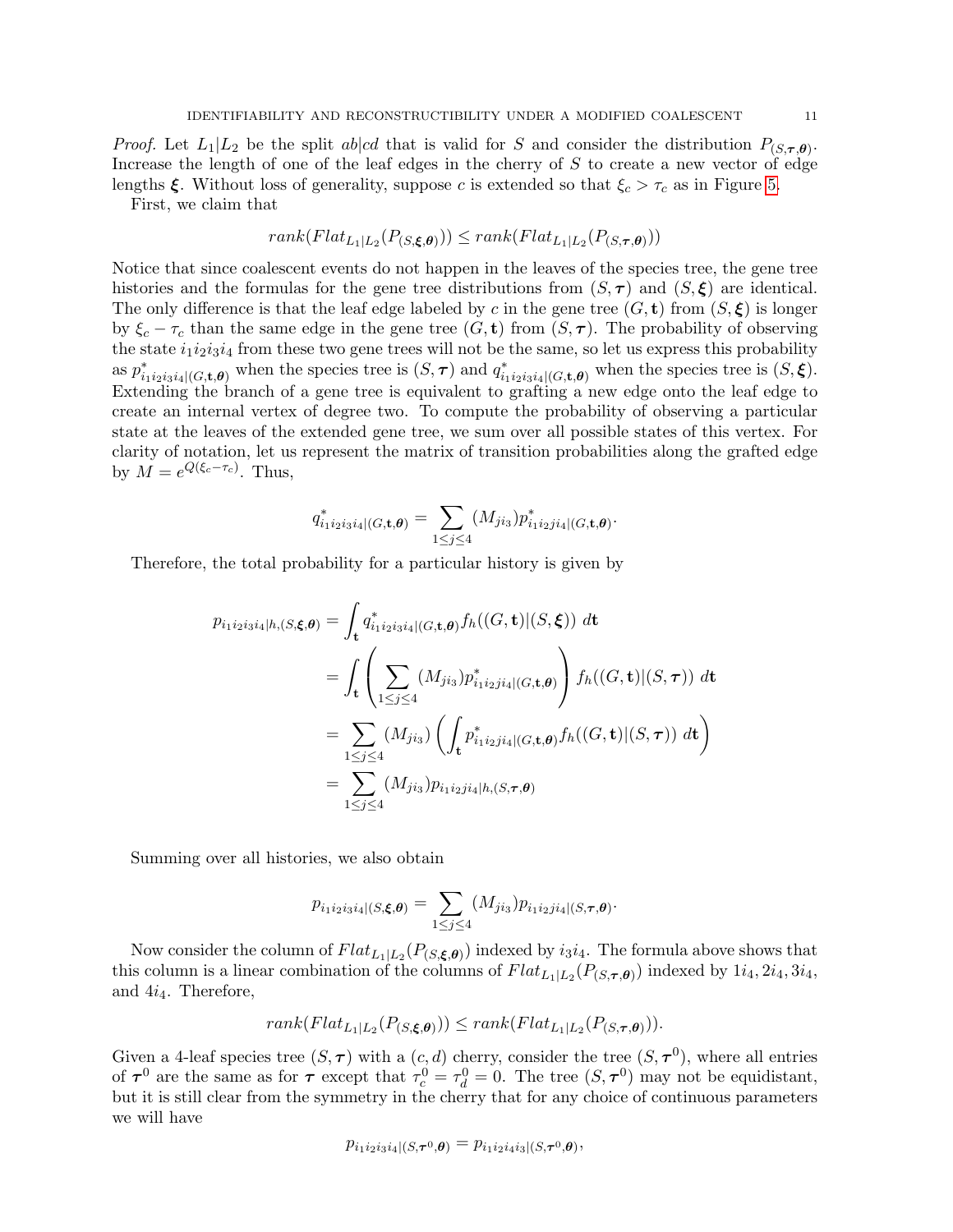*Proof.* Let $L_1|L_2$ be the split $ab|cd$ that is valid for $S$ and consider the distribution $P_{(S,\boldsymbol{\tau},\boldsymbol{\theta})}$. Increase the length of one of the leaf edges in the cherry of $S$ to create a new vector of edge lengths $\boldsymbol{\xi}$. Without loss of generality, suppose $c$ is extended so that $\xi_c > \tau_c$ as in Figure 5.

First, we claim that

$$rank(Flat_{L_1|L_2}(P_{(S,\boldsymbol{\xi},\boldsymbol{\theta})})) \leq rank(Flat_{L_1|L_2}(P_{(S,\boldsymbol{\tau},\boldsymbol{\theta})}))$$

Notice that since coalescent events do not happen in the leaves of the species tree, the gene tree histories and the formulas for the gene tree distributions from $(S,\boldsymbol{\tau})$ and $(S,\boldsymbol{\xi})$ are identical. The only difference is that the leaf edge labeled by $c$ in the gene tree $(G,\mathbf{t})$ from $(S,\boldsymbol{\xi})$ is longer by $\xi_c - \tau_c$ than the same edge in the gene tree $(G,\mathbf{t})$ from $(S,\boldsymbol{\tau})$. The probability of observing the state $i_1i_2i_3i_4$ from these two gene trees will not be the same, so let us express this probability as $p^*_{i_1i_2i_3i_4|(G,\mathbf{t},\boldsymbol{\theta})}$ when the species tree is $(S,\boldsymbol{\tau})$ and $q^*_{i_1i_2i_3i_4|(G,\mathbf{t},\boldsymbol{\theta})}$ when the species tree is $(S,\boldsymbol{\xi})$. Extending the branch of a gene tree is equivalent to grafting a new edge onto the leaf edge to create an internal vertex of degree two. To compute the probability of observing a particular state at the leaves of the extended gene tree, we sum over all possible states of this vertex. For clarity of notation, let us represent the matrix of transition probabilities along the grafted edge by $M = e^{Q(\xi_c - \tau_c)}$. Thus,

$$q^*_{i_1i_2i_3i_4|(G,\mathbf{t},\boldsymbol{\theta})} = \sum_{1\leq j\leq 4} (M_{ji_3}) p^*_{i_1i_2ji_4|(G,\mathbf{t},\boldsymbol{\theta})}.$$

Therefore, the total probability for a particular history is given by

$$\begin{aligned}
p_{i_1i_2i_3i_4|h,(S,\boldsymbol{\xi},\boldsymbol{\theta})} &= \int_{\mathbf{t}} q^*_{i_1i_2i_3i_4|(G,\mathbf{t},\boldsymbol{\theta})} f_h((G,\mathbf{t})|(S,\boldsymbol{\xi}))\ d\mathbf{t} \\
&= \int_{\mathbf{t}} \left( \sum_{1\leq j\leq 4} (M_{ji_3}) p^*_{i_1i_2ji_4|(G,\mathbf{t},\boldsymbol{\theta})} \right) f_h((G,\mathbf{t})|(S,\boldsymbol{\tau}))\ d\mathbf{t} \\
&= \sum_{1\leq j\leq 4} (M_{ji_3}) \left( \int_{\mathbf{t}} p^*_{i_1i_2ji_4|(G,\mathbf{t},\boldsymbol{\theta})} f_h((G,\mathbf{t})|(S,\boldsymbol{\tau}))\ d\mathbf{t} \right) \\
&= \sum_{1\leq j\leq 4} (M_{ji_3}) p_{i_1i_2ji_4|h,(S,\boldsymbol{\tau},\boldsymbol{\theta})}
\end{aligned}$$

Summing over all histories, we also obtain

$$p_{i_1i_2i_3i_4|(S,\boldsymbol{\xi},\boldsymbol{\theta})} = \sum_{1\leq j\leq 4} (M_{ji_3}) p_{i_1i_2ji_4|(S,\boldsymbol{\tau},\boldsymbol{\theta})}.$$

Now consider the column of $Flat_{L_1|L_2}(P_{(S,\boldsymbol{\xi},\boldsymbol{\theta})})$ indexed by $i_3i_4$. The formula above shows that this column is a linear combination of the columns of $Flat_{L_1|L_2}(P_{(S,\boldsymbol{\tau},\boldsymbol{\theta})})$ indexed by $1i_4, 2i_4, 3i_4$, and $4i_4$. Therefore,

$$rank(Flat_{L_1|L_2}(P_{(S,\boldsymbol{\xi},\boldsymbol{\theta})})) \leq rank(Flat_{L_1|L_2}(P_{(S,\boldsymbol{\tau},\boldsymbol{\theta})})).$$

Given a 4-leaf species tree $(S,\boldsymbol{\tau})$ with a $(c,d)$ cherry, consider the tree $(S,\boldsymbol{\tau}^0)$, where all entries of $\boldsymbol{\tau}^0$ are the same as for $\boldsymbol{\tau}$ except that $\tau^0_c = \tau^0_d = 0$. The tree $(S,\boldsymbol{\tau}^0)$ may not be equidistant, but it is still clear from the symmetry in the cherry that for any choice of continuous parameters we will have

$$p_{i_1i_2i_3i_4|(S,\boldsymbol{\tau}^0,\boldsymbol{\theta})} = p_{i_1i_2i_4i_3|(S,\boldsymbol{\tau}^0,\boldsymbol{\theta})},$$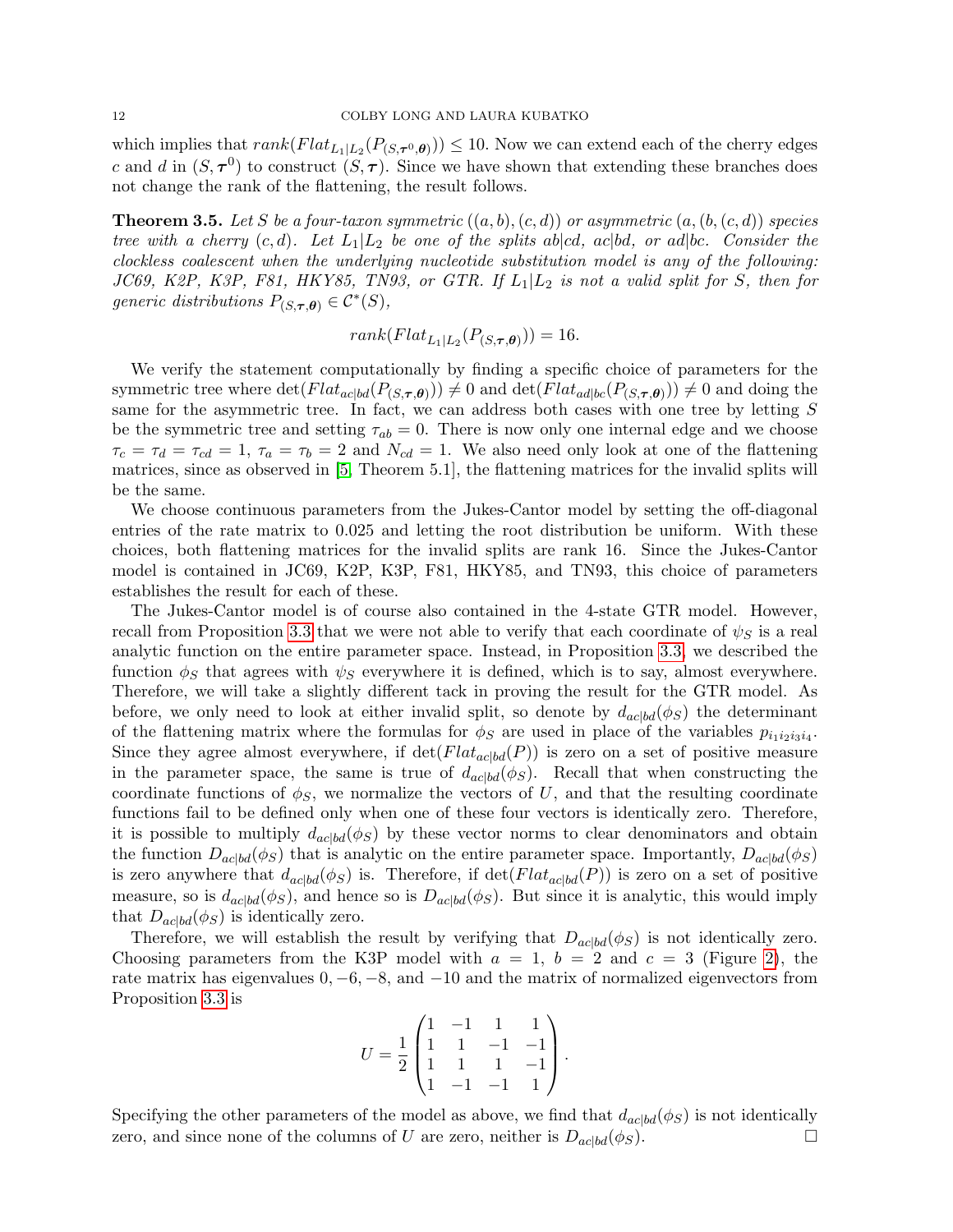which implies that $rank(Flat_{L_1|L_2}(P_{(S,\boldsymbol{\tau}^0,\boldsymbol{\theta})})) \leq 10$. Now we can extend each of the cherry edges $c$ and $d$ in $(S, \boldsymbol{\tau}^0)$ to construct $(S, \boldsymbol{\tau})$. Since we have shown that extending these branches does not change the rank of the flattening, the result follows.

**Theorem 3.5.** *Let $S$ be a four-taxon symmetric $((a, b), (c, d))$ or asymmetric $(a, (b, (c, d))$ species tree with a cherry $(c, d)$. Let $L_1|L_2$ be one of the splits $ab|cd$, $ac|bd$, or $ad|bc$. Consider the clockless coalescent when the underlying nucleotide substitution model is any of the following: JC69, K2P, K3P, F81, HKY85, TN93, or GTR. If $L_1|L_2$ is not a valid split for $S$, then for generic distributions $P_{(S,\boldsymbol{\tau},\boldsymbol{\theta})} \in \mathcal{C}^*(S)$,*

$$rank(Flat_{L_1|L_2}(P_{(S,\boldsymbol{\tau},\boldsymbol{\theta})})) = 16.$$

We verify the statement computationally by finding a specific choice of parameters for the symmetric tree where $\det(Flat_{ac|bd}(P_{(S,\boldsymbol{\tau},\boldsymbol{\theta})})) \neq 0$ and $\det(Flat_{ad|bc}(P_{(S,\boldsymbol{\tau},\boldsymbol{\theta})})) \neq 0$ and doing the same for the asymmetric tree. In fact, we can address both cases with one tree by letting $S$ be the symmetric tree and setting $\tau_{ab} = 0$. There is now only one internal edge and we choose $\tau_c = \tau_d = \tau_{cd} = 1$, $\tau_a = \tau_b = 2$ and $N_{cd} = 1$. We also need only look at one of the flattening matrices, since as observed in [5, Theorem 5.1], the flattening matrices for the invalid splits will be the same.

We choose continuous parameters from the Jukes-Cantor model by setting the off-diagonal entries of the rate matrix to 0.025 and letting the root distribution be uniform. With these choices, both flattening matrices for the invalid splits are rank 16. Since the Jukes-Cantor model is contained in JC69, K2P, K3P, F81, HKY85, and TN93, this choice of parameters establishes the result for each of these.

The Jukes-Cantor model is of course also contained in the 4-state GTR model. However, recall from Proposition 3.3 that we were not able to verify that each coordinate of $\psi_S$ is a real analytic function on the entire parameter space. Instead, in Proposition 3.3, we described the function $\phi_S$ that agrees with $\psi_S$ everywhere it is defined, which is to say, almost everywhere. Therefore, we will take a slightly different tack in proving the result for the GTR model. As before, we only need to look at either invalid split, so denote by $d_{ac|bd}(\phi_S)$ the determinant of the flattening matrix where the formulas for $\phi_S$ are used in place of the variables $p_{i_1 i_2 i_3 i_4}$. Since they agree almost everywhere, if $\det(Flat_{ac|bd}(P))$ is zero on a set of positive measure in the parameter space, the same is true of $d_{ac|bd}(\phi_S)$. Recall that when constructing the coordinate functions of $\phi_S$, we normalize the vectors of $U$, and that the resulting coordinate functions fail to be defined only when one of these four vectors is identically zero. Therefore, it is possible to multiply $d_{ac|bd}(\phi_S)$ by these vector norms to clear denominators and obtain the function $D_{ac|bd}(\phi_S)$ that is analytic on the entire parameter space. Importantly, $D_{ac|bd}(\phi_S)$ is zero anywhere that $d_{ac|bd}(\phi_S)$ is. Therefore, if $\det(Flat_{ac|bd}(P))$ is zero on a set of positive measure, so is $d_{ac|bd}(\phi_S)$, and hence so is $D_{ac|bd}(\phi_S)$. But since it is analytic, this would imply that $D_{ac|bd}(\phi_S)$ is identically zero.

Therefore, we will establish the result by verifying that $D_{ac|bd}(\phi_S)$ is not identically zero. Choosing parameters from the K3P model with $a = 1$, $b = 2$ and $c = 3$ (Figure 2), the rate matrix has eigenvalues $0, -6, -8$, and $-10$ and the matrix of normalized eigenvectors from Proposition 3.3 is

$$U = \frac{1}{2}\begin{pmatrix} 1 & -1 & 1 & 1 \\ 1 & 1 & -1 & -1 \\ 1 & 1 & 1 & -1 \\ 1 & -1 & -1 & 1 \end{pmatrix}.$$

Specifying the other parameters of the model as above, we find that $d_{ac|bd}(\phi_S)$ is not identically zero, and since none of the columns of $U$ are zero, neither is $D_{ac|bd}(\phi_S)$. $\square$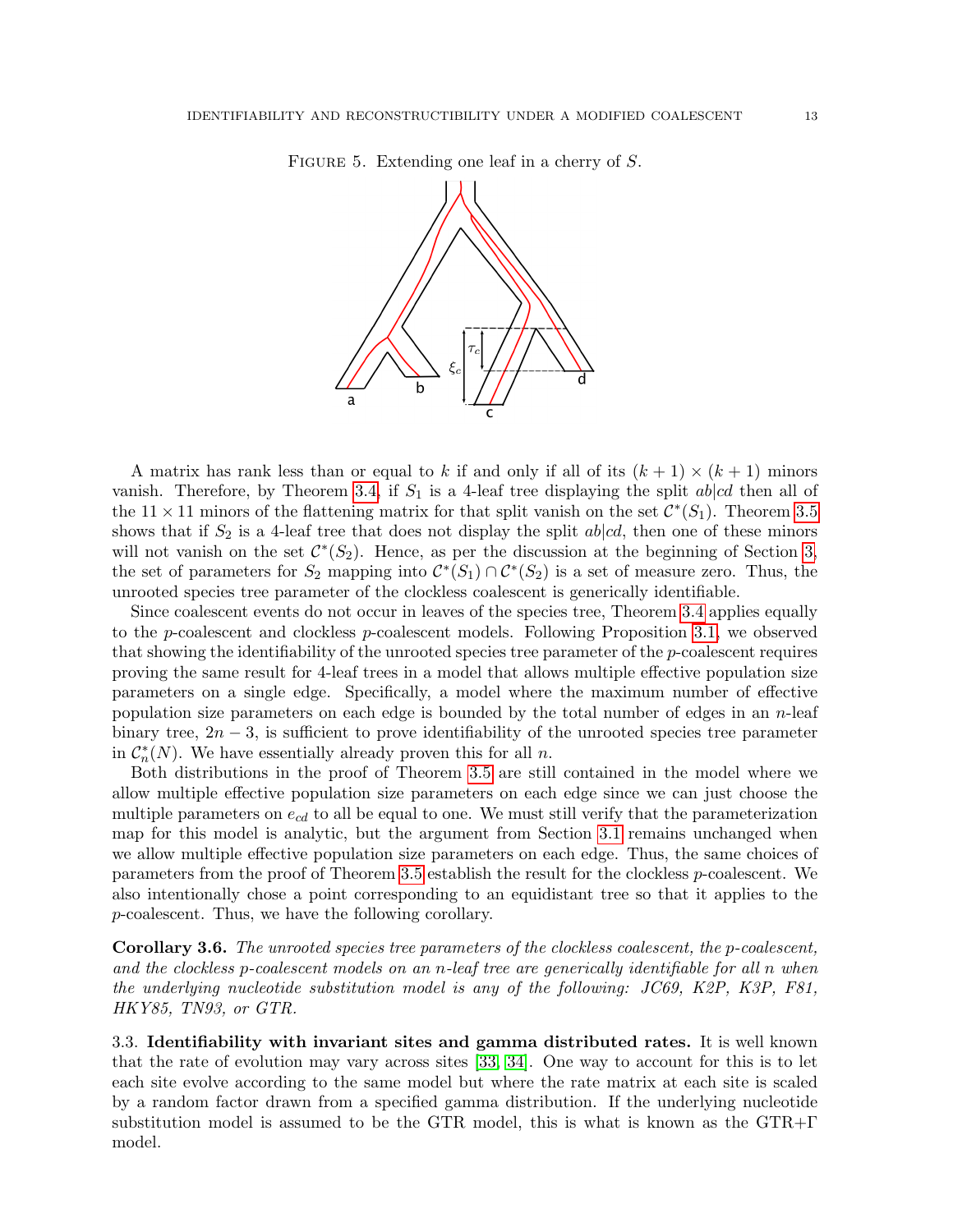Figure 5. Extending one leaf in a cherry of $S$.

A matrix has rank less than or equal to $k$ if and only if all of its $(k+1) \times (k+1)$ minors vanish. Therefore, by Theorem 3.4, if $S_1$ is a 4-leaf tree displaying the split $ab|cd$ then all of the $11 \times 11$ minors of the flattening matrix for that split vanish on the set $\mathcal{C}^*(S_1)$. Theorem 3.5 shows that if $S_2$ is a 4-leaf tree that does not display the split $ab|cd$, then one of these minors will not vanish on the set $\mathcal{C}^*(S_2)$. Hence, as per the discussion at the beginning of Section 3, the set of parameters for $S_2$ mapping into $\mathcal{C}^*(S_1) \cap \mathcal{C}^*(S_2)$ is a set of measure zero. Thus, the unrooted species tree parameter of the clockless coalescent is generically identifiable.

Since coalescent events do not occur in leaves of the species tree, Theorem 3.4 applies equally to the $p$-coalescent and clockless $p$-coalescent models. Following Proposition 3.1, we observed that showing the identifiability of the unrooted species tree parameter of the $p$-coalescent requires proving the same result for 4-leaf trees in a model that allows multiple effective population size parameters on a single edge. Specifically, a model where the maximum number of effective population size parameters on each edge is bounded by the total number of edges in an $n$-leaf binary tree, $2n-3$, is sufficient to prove identifiability of the unrooted species tree parameter in $\mathcal{C}^*_n(N)$. We have essentially already proven this for all $n$.

Both distributions in the proof of Theorem 3.5 are still contained in the model where we allow multiple effective population size parameters on each edge since we can just choose the multiple parameters on $e_{cd}$ to all be equal to one. We must still verify that the parameterization map for this model is analytic, but the argument from Section 3.1 remains unchanged when we allow multiple effective population size parameters on each edge. Thus, the same choices of parameters from the proof of Theorem 3.5 establish the result for the clockless $p$-coalescent. We also intentionally chose a point corresponding to an equidistant tree so that it applies to the $p$-coalescent. Thus, we have the following corollary.

**Corollary 3.6.** *The unrooted species tree parameters of the clockless coalescent, the p-coalescent, and the clockless p-coalescent models on an n-leaf tree are generically identifiable for all n when the underlying nucleotide substitution model is any of the following: JC69, K2P, K3P, F81, HKY85, TN93, or GTR.*

### 3.3. Identifiability with invariant sites and gamma distributed rates.

It is well known that the rate of evolution may vary across sites [33, 34]. One way to account for this is to let each site evolve according to the same model but where the rate matrix at each site is scaled by a random factor drawn from a specified gamma distribution. If the underlying nucleotide substitution model is assumed to be the GTR model, this is what is known as the GTR+$\Gamma$ model.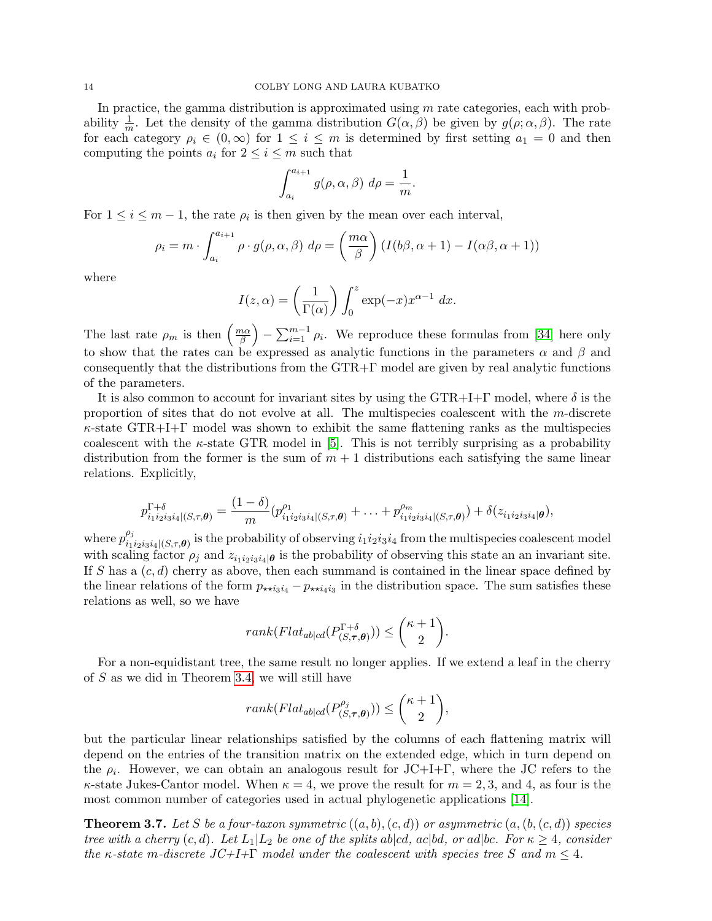In practice, the gamma distribution is approximated using $m$ rate categories, each with probability $\frac{1}{m}$. Let the density of the gamma distribution $G(\alpha, \beta)$ be given by $g(\rho; \alpha, \beta)$. The rate for each category $\rho_i \in (0, \infty)$ for $1 \leq i \leq m$ is determined by first setting $a_1 = 0$ and then computing the points $a_i$ for $2 \leq i \leq m$ such that

$$\int_{a_i}^{a_{i+1}} g(\rho, \alpha, \beta) \; d\rho = \frac{1}{m}.$$

For $1 \leq i \leq m-1$, the rate $\rho_i$ is then given by the mean over each interval,

$$\rho_i = m \cdot \int_{a_i}^{a_{i+1}} \rho \cdot g(\rho, \alpha, \beta) \; d\rho = \left( \frac{m\alpha}{\beta} \right) (I(b\beta, \alpha + 1) - I(\alpha\beta, \alpha + 1))$$

where

$$I(z, \alpha) = \left( \frac{1}{\Gamma(\alpha)} \right) \int_0^z \exp(-x) x^{\alpha - 1} \; dx.$$

The last rate $\rho_m$ is then $\left( \frac{m\alpha}{\beta} \right) - \sum_{i=1}^{m-1} \rho_i$. We reproduce these formulas from [34] here only to show that the rates can be expressed as analytic functions in the parameters $\alpha$ and $\beta$ and consequently that the distributions from the GTR+Γ model are given by real analytic functions of the parameters.

It is also common to account for invariant sites by using the GTR+I+Γ model, where $\delta$ is the proportion of sites that do not evolve at all. The multispecies coalescent with the $m$-discrete $\kappa$-state GTR+I+Γ model was shown to exhibit the same flattening ranks as the multispecies coalescent with the $\kappa$-state GTR model in [5]. This is not terribly surprising as a probability distribution from the former is the sum of $m+1$ distributions each satisfying the same linear relations. Explicitly,

$$p^{\Gamma + \delta}_{i_1 i_2 i_3 i_4 | (S, \tau, \boldsymbol{\theta})} = \frac{(1 - \delta)}{m} (p^{\rho_1}_{i_1 i_2 i_3 i_4 | (S, \tau, \boldsymbol{\theta})} + \ldots + p^{\rho_m}_{i_1 i_2 i_3 i_4 | (S, \tau, \boldsymbol{\theta})}) + \delta(z_{i_1 i_2 i_3 i_4 | \boldsymbol{\theta}}),$$

where $p^{\rho_j}_{i_1 i_2 i_3 i_4 | (S, \tau, \boldsymbol{\theta})}$ is the probability of observing $i_1 i_2 i_3 i_4$ from the multispecies coalescent model with scaling factor $\rho_j$ and $z_{i_1 i_2 i_3 i_4 | \boldsymbol{\theta}}$ is the probability of observing this state an an invariant site. If $S$ has a $(c, d)$ cherry as above, then each summand is contained in the linear space defined by the linear relations of the form $p_{\star\star i_3 i_4} - p_{\star\star i_4 i_3}$ in the distribution space. The sum satisfies these relations as well, so we have

$$rank(Flat_{ab|cd}(P^{\Gamma + \delta}_{(S, \boldsymbol{\tau}, \boldsymbol{\theta})})) \leq \binom{\kappa + 1}{2}.$$

For a non-equidistant tree, the same result no longer applies. If we extend a leaf in the cherry of $S$ as we did in Theorem 3.4, we will still have

$$rank(Flat_{ab|cd}(P^{\rho_j}_{(S, \boldsymbol{\tau}, \boldsymbol{\theta})})) \leq \binom{\kappa + 1}{2},$$

but the particular linear relationships satisfied by the columns of each flattening matrix will depend on the entries of the transition matrix on the extended edge, which in turn depend on the $\rho_i$. However, we can obtain an analogous result for JC+I+Γ, where the JC refers to the $\kappa$-state Jukes-Cantor model. When $\kappa = 4$, we prove the result for $m = 2, 3$, and 4, as four is the most common number of categories used in actual phylogenetic applications [14].

**Theorem 3.7.** *Let $S$ be a four-taxon symmetric $((a, b), (c, d))$ or asymmetric $(a, (b, (c, d))$ species tree with a cherry $(c, d)$. Let $L_1 | L_2$ be one of the splits $ab|cd$, $ac|bd$, or $ad|bc$. For $\kappa \geq 4$, consider the $\kappa$-state $m$-discrete JC+I+Γ model under the coalescent with species tree $S$ and $m \leq 4$.*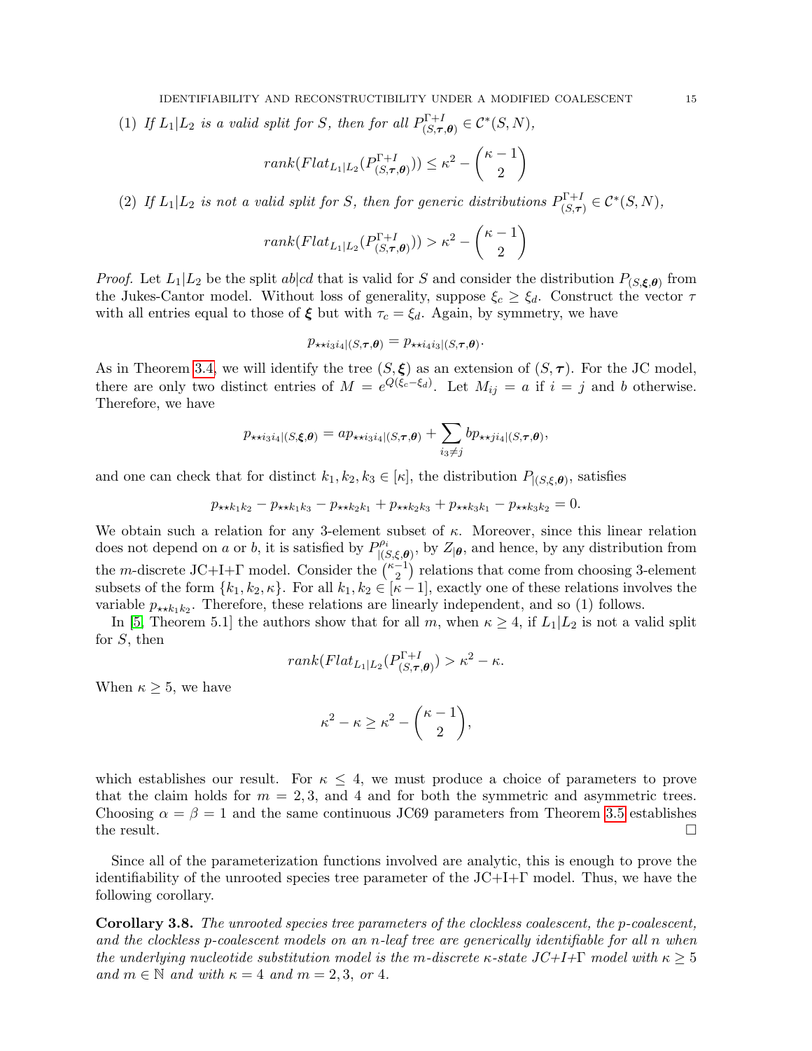(1) *If $L_1|L_2$ is a valid split for $S$, then for all $P^{\Gamma+I}_{(S,\boldsymbol{\tau},\boldsymbol{\theta})} \in \mathcal{C}^*(S,N)$,*

$$rank(Flat_{L_1|L_2}(P^{\Gamma+I}_{(S,\boldsymbol{\tau},\boldsymbol{\theta})})) \leq \kappa^2 - \binom{\kappa-1}{2}$$

(2) *If $L_1|L_2$ is not a valid split for $S$, then for generic distributions $P^{\Gamma+I}_{(S,\boldsymbol{\tau})} \in \mathcal{C}^*(S,N)$,*

$$rank(Flat_{L_1|L_2}(P^{\Gamma+I}_{(S,\boldsymbol{\tau},\boldsymbol{\theta})})) > \kappa^2 - \binom{\kappa-1}{2}$$

*Proof.* Let $L_1|L_2$ be the split $ab|cd$ that is valid for $S$ and consider the distribution $P_{(S,\boldsymbol{\xi},\boldsymbol{\theta})}$ from the Jukes-Cantor model. Without loss of generality, suppose $\xi_c \geq \xi_d$. Construct the vector $\tau$ with all entries equal to those of $\boldsymbol{\xi}$ but with $\tau_c = \xi_d$. Again, by symmetry, we have

$$p_{\star\star i_3 i_4|(S,\boldsymbol{\tau},\boldsymbol{\theta})} = p_{\star\star i_4 i_3|(S,\boldsymbol{\tau},\boldsymbol{\theta})}.$$

As in Theorem 3.4, we will identify the tree $(S,\boldsymbol{\xi})$ as an extension of $(S,\boldsymbol{\tau})$. For the JC model, there are only two distinct entries of $M = e^{Q(\xi_c - \xi_d)}$. Let $M_{ij} = a$ if $i = j$ and $b$ otherwise. Therefore, we have

$$p_{\star\star i_3 i_4|(S,\boldsymbol{\xi},\boldsymbol{\theta})} = a p_{\star\star i_3 i_4|(S,\boldsymbol{\tau},\boldsymbol{\theta})} + \sum_{i_3 \neq j} b p_{\star\star j i_4|(S,\boldsymbol{\tau},\boldsymbol{\theta})},$$

and one can check that for distinct $k_1, k_2, k_3 \in [\kappa]$, the distribution $P_{|(S,\xi,\boldsymbol{\theta})}$, satisfies

$$p_{\star\star k_1 k_2} - p_{\star\star k_1 k_3} - p_{\star\star k_2 k_1} + p_{\star\star k_2 k_3} + p_{\star\star k_3 k_1} - p_{\star\star k_3 k_2} = 0.$$

We obtain such a relation for any 3-element subset of $\kappa$. Moreover, since this linear relation does not depend on $a$ or $b$, it is satisfied by $P^{\rho_i}_{|(S,\xi,\boldsymbol{\theta})}$, by $Z_{|\boldsymbol{\theta}}$, and hence, by any distribution from the $m$-discrete JC+I+Γ model. Consider the $\binom{\kappa-1}{2}$ relations that come from choosing 3-element subsets of the form $\{k_1, k_2, \kappa\}$. For all $k_1, k_2 \in [\kappa - 1]$, exactly one of these relations involves the variable $p_{\star\star k_1 k_2}$. Therefore, these relations are linearly independent, and so (1) follows.

In [5, Theorem 5.1] the authors show that for all $m$, when $\kappa \geq 4$, if $L_1|L_2$ is not a valid split for $S$, then

$$rank(Flat_{L_1|L_2}(P^{\Gamma+I}_{(S,\boldsymbol{\tau},\boldsymbol{\theta})}) > \kappa^2 - \kappa.$$

When $\kappa \geq 5$, we have

$$\kappa^2 - \kappa \geq \kappa^2 - \binom{\kappa-1}{2},$$

which establishes our result. For $\kappa \leq 4$, we must produce a choice of parameters to prove that the claim holds for $m = 2, 3$, and 4 and for both the symmetric and asymmetric trees. Choosing $\alpha = \beta = 1$ and the same continuous JC69 parameters from Theorem 3.5 establishes the result. □

Since all of the parameterization functions involved are analytic, this is enough to prove the identifiability of the unrooted species tree parameter of the JC+I+Γ model. Thus, we have the following corollary.

**Corollary 3.8.** *The unrooted species tree parameters of the clockless coalescent, the p-coalescent, and the clockless p-coalescent models on an n-leaf tree are generically identifiable for all n when the underlying nucleotide substitution model is the m-discrete κ-state JC+I+Γ model with $\kappa \geq 5$ and $m \in \mathbb{N}$ and with $\kappa = 4$ and $m = 2, 3,$ or 4.*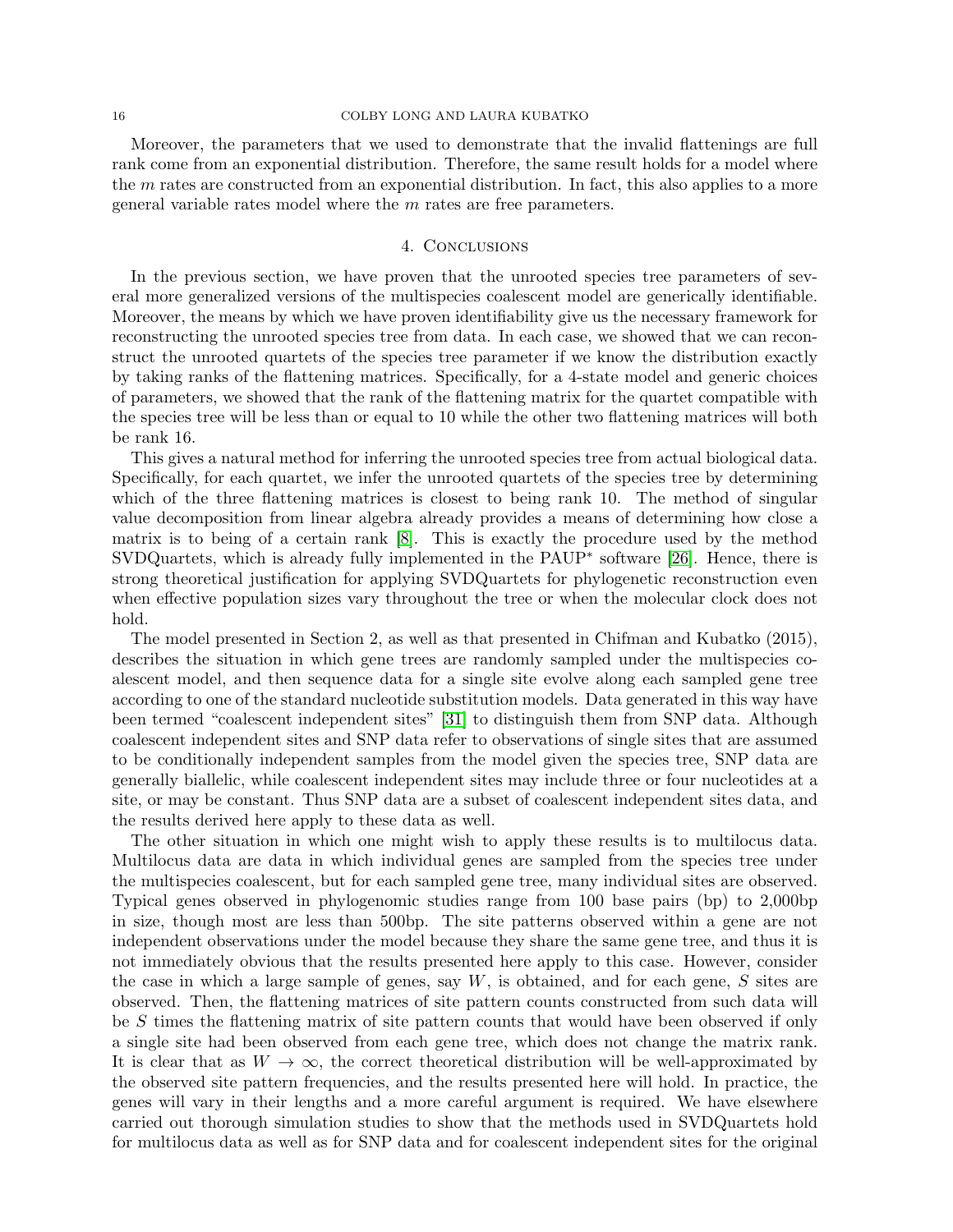Moreover, the parameters that we used to demonstrate that the invalid flattenings are full rank come from an exponential distribution. Therefore, the same result holds for a model where the $m$ rates are constructed from an exponential distribution. In fact, this also applies to a more general variable rates model where the $m$ rates are free parameters.

## 4. Conclusions

In the previous section, we have proven that the unrooted species tree parameters of several more generalized versions of the multispecies coalescent model are generically identifiable. Moreover, the means by which we have proven identifiability give us the necessary framework for reconstructing the unrooted species tree from data. In each case, we showed that we can reconstruct the unrooted quartets of the species tree parameter if we know the distribution exactly by taking ranks of the flattening matrices. Specifically, for a 4-state model and generic choices of parameters, we showed that the rank of the flattening matrix for the quartet compatible with the species tree will be less than or equal to 10 while the other two flattening matrices will both be rank 16.

This gives a natural method for inferring the unrooted species tree from actual biological data. Specifically, for each quartet, we infer the unrooted quartets of the species tree by determining which of the three flattening matrices is closest to being rank 10. The method of singular value decomposition from linear algebra already provides a means of determining how close a matrix is to being of a certain rank [8]. This is exactly the procedure used by the method SVDQuartets, which is already fully implemented in the PAUP* software [26]. Hence, there is strong theoretical justification for applying SVDQuartets for phylogenetic reconstruction even when effective population sizes vary throughout the tree or when the molecular clock does not hold.

The model presented in Section 2, as well as that presented in Chifman and Kubatko (2015), describes the situation in which gene trees are randomly sampled under the multispecies coalescent model, and then sequence data for a single site evolve along each sampled gene tree according to one of the standard nucleotide substitution models. Data generated in this way have been termed "coalescent independent sites" [31] to distinguish them from SNP data. Although coalescent independent sites and SNP data refer to observations of single sites that are assumed to be conditionally independent samples from the model given the species tree, SNP data are generally biallelic, while coalescent independent sites may include three or four nucleotides at a site, or may be constant. Thus SNP data are a subset of coalescent independent sites data, and the results derived here apply to these data as well.

The other situation in which one might wish to apply these results is to multilocus data. Multilocus data are data in which individual genes are sampled from the species tree under the multispecies coalescent, but for each sampled gene tree, many individual sites are observed. Typical genes observed in phylogenomic studies range from 100 base pairs (bp) to 2,000bp in size, though most are less than 500bp. The site patterns observed within a gene are not independent observations under the model because they share the same gene tree, and thus it is not immediately obvious that the results presented here apply to this case. However, consider the case in which a large sample of genes, say $W$, is obtained, and for each gene, $S$ sites are observed. Then, the flattening matrices of site pattern counts constructed from such data will be $S$ times the flattening matrix of site pattern counts that would have been observed if only a single site had been observed from each gene tree, which does not change the matrix rank. It is clear that as $W \to \infty$, the correct theoretical distribution will be well-approximated by the observed site pattern frequencies, and the results presented here will hold. In practice, the genes will vary in their lengths and a more careful argument is required. We have elsewhere carried out thorough simulation studies to show that the methods used in SVDQuartets hold for multilocus data as well as for SNP data and for coalescent independent sites for the original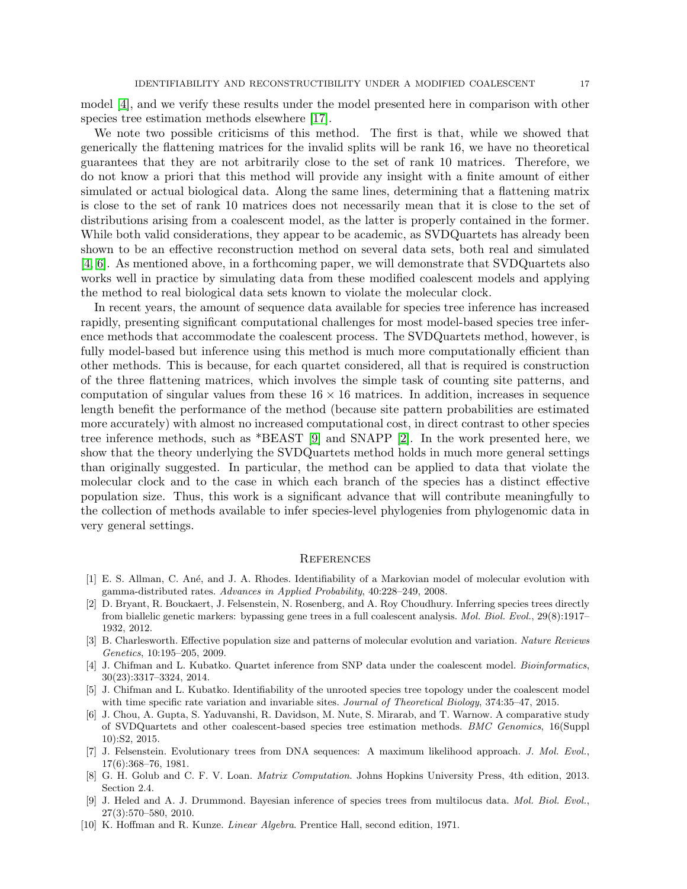model [4], and we verify these results under the model presented here in comparison with other species tree estimation methods elsewhere [17].

We note two possible criticisms of this method. The first is that, while we showed that generically the flattening matrices for the invalid splits will be rank 16, we have no theoretical guarantees that they are not arbitrarily close to the set of rank 10 matrices. Therefore, we do not know a priori that this method will provide any insight with a finite amount of either simulated or actual biological data. Along the same lines, determining that a flattening matrix is close to the set of rank 10 matrices does not necessarily mean that it is close to the set of distributions arising from a coalescent model, as the latter is properly contained in the former. While both valid considerations, they appear to be academic, as SVDQuartets has already been shown to be an effective reconstruction method on several data sets, both real and simulated [4, 6]. As mentioned above, in a forthcoming paper, we will demonstrate that SVDQuartets also works well in practice by simulating data from these modified coalescent models and applying the method to real biological data sets known to violate the molecular clock.

In recent years, the amount of sequence data available for species tree inference has increased rapidly, presenting significant computational challenges for most model-based species tree inference methods that accommodate the coalescent process. The SVDQuartets method, however, is fully model-based but inference using this method is much more computationally efficient than other methods. This is because, for each quartet considered, all that is required is construction of the three flattening matrices, which involves the simple task of counting site patterns, and computation of singular values from these $16 \times 16$ matrices. In addition, increases in sequence length benefit the performance of the method (because site pattern probabilities are estimated more accurately) with almost no increased computational cost, in direct contrast to other species tree inference methods, such as *BEAST [9] and SNAPP [2]. In the work presented here, we show that the theory underlying the SVDQuartets method holds in much more general settings than originally suggested. In particular, the method can be applied to data that violate the molecular clock and to the case in which each branch of the species has a distinct effective population size. Thus, this work is a significant advance that will contribute meaningfully to the collection of methods available to infer species-level phylogenies from phylogenomic data in very general settings.

## References

[1] E. S. Allman, C. Ané, and J. A. Rhodes. Identifiability of a Markovian model of molecular evolution with gamma-distributed rates. *Advances in Applied Probability*, 40:228–249, 2008.

[2] D. Bryant, R. Bouckaert, J. Felsenstein, N. Rosenberg, and A. Roy Choudhury. Inferring species trees directly from biallelic genetic markers: bypassing gene trees in a full coalescent analysis. *Mol. Biol. Evol.*, 29(8):1917–1932, 2012.

[3] B. Charlesworth. Effective population size and patterns of molecular evolution and variation. *Nature Reviews Genetics*, 10:195–205, 2009.

[4] J. Chifman and L. Kubatko. Quartet inference from SNP data under the coalescent model. *Bioinformatics*, 30(23):3317–3324, 2014.

[5] J. Chifman and L. Kubatko. Identifiability of the unrooted species tree topology under the coalescent model with time specific rate variation and invariable sites. *Journal of Theoretical Biology*, 374:35–47, 2015.

[6] J. Chou, A. Gupta, S. Yaduvanshi, R. Davidson, M. Nute, S. Mirarab, and T. Warnow. A comparative study of SVDQuartets and other coalescent-based species tree estimation methods. *BMC Genomics*, 16(Suppl 10):S2, 2015.

[7] J. Felsenstein. Evolutionary trees from DNA sequences: A maximum likelihood approach. *J. Mol. Evol.*, 17(6):368–76, 1981.

[8] G. H. Golub and C. F. V. Loan. *Matrix Computation*. Johns Hopkins University Press, 4th edition, 2013. Section 2.4.

[9] J. Heled and A. J. Drummond. Bayesian inference of species trees from multilocus data. *Mol. Biol. Evol.*, 27(3):570–580, 2010.

[10] K. Hoffman and R. Kunze. *Linear Algebra*. Prentice Hall, second edition, 1971.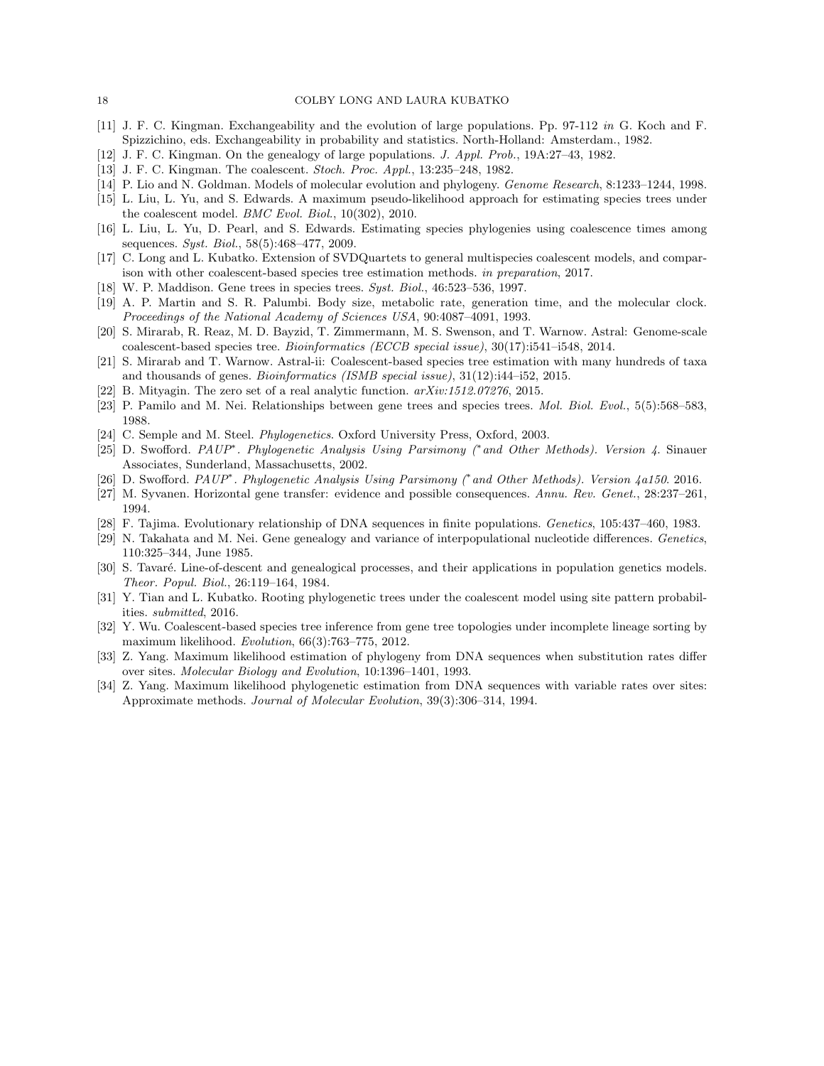- [11] J. F. C. Kingman. Exchangeability and the evolution of large populations. Pp. 97-112 *in* G. Koch and F. Spizzichino, eds. Exchangeability in probability and statistics. North-Holland: Amsterdam., 1982.
- [12] J. F. C. Kingman. On the genealogy of large populations. *J. Appl. Prob.*, 19A:27–43, 1982.
- [13] J. F. C. Kingman. The coalescent. *Stoch. Proc. Appl.*, 13:235–248, 1982.
- [14] P. Lio and N. Goldman. Models of molecular evolution and phylogeny. *Genome Research*, 8:1233–1244, 1998.
- [15] L. Liu, L. Yu, and S. Edwards. A maximum pseudo-likelihood approach for estimating species trees under the coalescent model. *BMC Evol. Biol.*, 10(302), 2010.
- [16] L. Liu, L. Yu, D. Pearl, and S. Edwards. Estimating species phylogenies using coalescence times among sequences. *Syst. Biol.*, 58(5):468–477, 2009.
- [17] C. Long and L. Kubatko. Extension of SVDQuartets to general multispecies coalescent models, and comparison with other coalescent-based species tree estimation methods. *in preparation*, 2017.
- [18] W. P. Maddison. Gene trees in species trees. *Syst. Biol.*, 46:523–536, 1997.
- [19] A. P. Martin and S. R. Palumbi. Body size, metabolic rate, generation time, and the molecular clock. *Proceedings of the National Academy of Sciences USA*, 90:4087–4091, 1993.
- [20] S. Mirarab, R. Reaz, M. D. Bayzid, T. Zimmermann, M. S. Swenson, and T. Warnow. Astral: Genome-scale coalescent-based species tree. *Bioinformatics (ECCB special issue)*, 30(17):i541–i548, 2014.
- [21] S. Mirarab and T. Warnow. Astral-ii: Coalescent-based species tree estimation with many hundreds of taxa and thousands of genes. *Bioinformatics (ISMB special issue)*, 31(12):i44–i52, 2015.
- [22] B. Mityagin. The zero set of a real analytic function. *arXiv:1512.07276*, 2015.
- [23] P. Pamilo and M. Nei. Relationships between gene trees and species trees. *Mol. Biol. Evol.*, 5(5):568–583, 1988.
- [24] C. Semple and M. Steel. *Phylogenetics*. Oxford University Press, Oxford, 2003.
- [25] D. Swofford. *PAUP\*. Phylogenetic Analysis Using Parsimony (\*and Other Methods). Version 4.* Sinauer Associates, Sunderland, Massachusetts, 2002.
- [26] D. Swofford. *PAUP\*. Phylogenetic Analysis Using Parsimony (\*and Other Methods). Version 4a150.* 2016.
- [27] M. Syvanen. Horizontal gene transfer: evidence and possible consequences. *Annu. Rev. Genet.*, 28:237–261, 1994.
- [28] F. Tajima. Evolutionary relationship of DNA sequences in finite populations. *Genetics*, 105:437–460, 1983.
- [29] N. Takahata and M. Nei. Gene genealogy and variance of interpopulational nucleotide differences. *Genetics*, 110:325–344, June 1985.
- [30] S. Tavaré. Line-of-descent and genealogical processes, and their applications in population genetics models. *Theor. Popul. Biol.*, 26:119–164, 1984.
- [31] Y. Tian and L. Kubatko. Rooting phylogenetic trees under the coalescent model using site pattern probabilities. *submitted*, 2016.
- [32] Y. Wu. Coalescent-based species tree inference from gene tree topologies under incomplete lineage sorting by maximum likelihood. *Evolution*, 66(3):763–775, 2012.
- [33] Z. Yang. Maximum likelihood estimation of phylogeny from DNA sequences when substitution rates differ over sites. *Molecular Biology and Evolution*, 10:1396–1401, 1993.
- [34] Z. Yang. Maximum likelihood phylogenetic estimation from DNA sequences with variable rates over sites: Approximate methods. *Journal of Molecular Evolution*, 39(3):306–314, 1994.